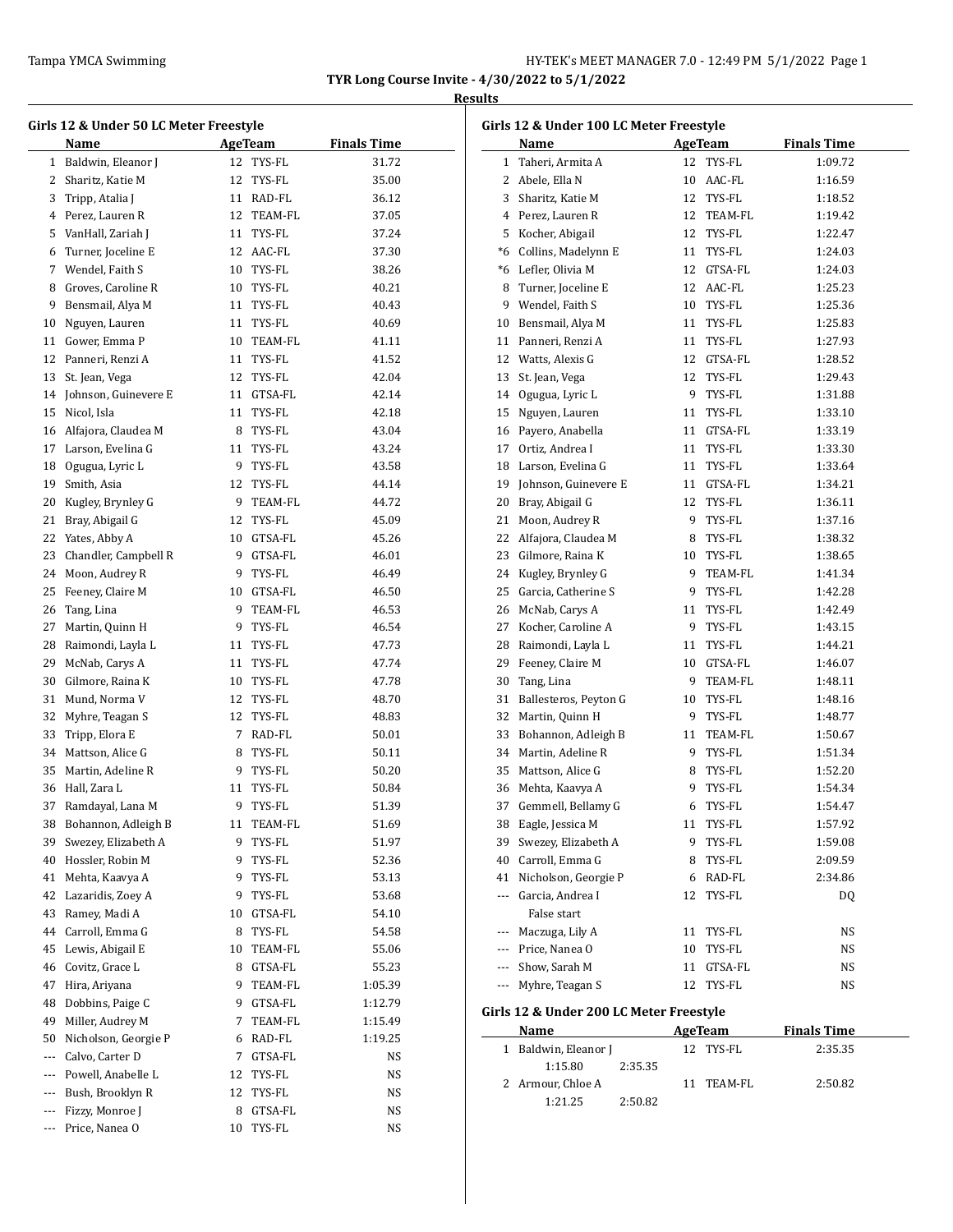# TYR Long Course Invite - 4/30/2022 to 5/1/2022

## Results

### Girls 12 & Under 50 LC Meter Freestyle

| | Name | Age | Team | Finals Time |
|---|---|---|---|---|
| 1 | Baldwin, Eleanor J | 12 | TYS-FL | 31.72 |
| 2 | Sharitz, Katie M | 12 | TYS-FL | 35.00 |
| 3 | Tripp, Atalia J | 11 | RAD-FL | 36.12 |
| 4 | Perez, Lauren R | 12 | TEAM-FL | 37.05 |
| 5 | VanHall, Zariah J | 11 | TYS-FL | 37.24 |
| 6 | Turner, Joceline E | 12 | AAC-FL | 37.30 |
| 7 | Wendel, Faith S | 10 | TYS-FL | 38.26 |
| 8 | Groves, Caroline R | 10 | TYS-FL | 40.21 |
| 9 | Bensmail, Alya M | 11 | TYS-FL | 40.43 |
| 10 | Nguyen, Lauren | 11 | TYS-FL | 40.69 |
| 11 | Gower, Emma P | 10 | TEAM-FL | 41.11 |
| 12 | Panneri, Renzi A | 11 | TYS-FL | 41.52 |
| 13 | St. Jean, Vega | 12 | TYS-FL | 42.04 |
| 14 | Johnson, Guinevere E | 11 | GTSA-FL | 42.14 |
| 15 | Nicol, Isla | 11 | TYS-FL | 42.18 |
| 16 | Alfajora, Claudea M | 8 | TYS-FL | 43.04 |
| 17 | Larson, Evelina G | 11 | TYS-FL | 43.24 |
| 18 | Ogugua, Lyric L | 9 | TYS-FL | 43.58 |
| 19 | Smith, Asia | 12 | TYS-FL | 44.14 |
| 20 | Kugley, Brynley G | 9 | TEAM-FL | 44.72 |
| 21 | Bray, Abigail G | 12 | TYS-FL | 45.09 |
| 22 | Yates, Abby A | 10 | GTSA-FL | 45.26 |
| 23 | Chandler, Campbell R | 9 | GTSA-FL | 46.01 |
| 24 | Moon, Audrey R | 9 | TYS-FL | 46.49 |
| 25 | Feeney, Claire M | 10 | GTSA-FL | 46.50 |
| 26 | Tang, Lina | 9 | TEAM-FL | 46.53 |
| 27 | Martin, Quinn H | 9 | TYS-FL | 46.54 |
| 28 | Raimondi, Layla L | 11 | TYS-FL | 47.73 |
| 29 | McNab, Carys A | 11 | TYS-FL | 47.74 |
| 30 | Gilmore, Raina K | 10 | TYS-FL | 47.78 |
| 31 | Mund, Norma V | 12 | TYS-FL | 48.70 |
| 32 | Myhre, Teagan S | 12 | TYS-FL | 48.83 |
| 33 | Tripp, Elora E | 7 | RAD-FL | 50.01 |
| 34 | Mattson, Alice G | 8 | TYS-FL | 50.11 |
| 35 | Martin, Adeline R | 9 | TYS-FL | 50.20 |
| 36 | Hall, Zara L | 11 | TYS-FL | 50.84 |
| 37 | Ramdayal, Lana M | 9 | TYS-FL | 51.39 |
| 38 | Bohannon, Adleigh B | 11 | TEAM-FL | 51.69 |
| 39 | Swezey, Elizabeth A | 9 | TYS-FL | 51.97 |
| 40 | Hossler, Robin M | 9 | TYS-FL | 52.36 |
| 41 | Mehta, Kaavya A | 9 | TYS-FL | 53.13 |
| 42 | Lazaridis, Zoey A | 9 | TYS-FL | 53.68 |
| 43 | Ramey, Madi A | 10 | GTSA-FL | 54.10 |
| 44 | Carroll, Emma G | 8 | TYS-FL | 54.58 |
| 45 | Lewis, Abigail E | 10 | TEAM-FL | 55.06 |
| 46 | Covitz, Grace L | 8 | GTSA-FL | 55.23 |
| 47 | Hira, Ariyana | 9 | TEAM-FL | 1:05.39 |
| 48 | Dobbins, Paige C | 9 | GTSA-FL | 1:12.79 |
| 49 | Miller, Audrey M | 7 | TEAM-FL | 1:15.49 |
| 50 | Nicholson, Georgie P | 6 | RAD-FL | 1:19.25 |
| --- | Calvo, Carter D | 7 | GTSA-FL | NS |
| --- | Powell, Anabelle L | 12 | TYS-FL | NS |
| --- | Bush, Brooklyn R | 12 | TYS-FL | NS |
| --- | Fizzy, Monroe J | 8 | GTSA-FL | NS |
| --- | Price, Nanea O | 10 | TYS-FL | NS |

### Girls 12 & Under 100 LC Meter Freestyle

| | Name | Age | Team | Finals Time |
|---|---|---|---|---|
| 1 | Taheri, Armita A | 12 | TYS-FL | 1:09.72 |
| 2 | Abele, Ella N | 10 | AAC-FL | 1:16.59 |
| 3 | Sharitz, Katie M | 12 | TYS-FL | 1:18.52 |
| 4 | Perez, Lauren R | 12 | TEAM-FL | 1:19.42 |
| 5 | Kocher, Abigail | 12 | TYS-FL | 1:22.47 |
| *6 | Collins, Madelynn E | 11 | TYS-FL | 1:24.03 |
| *6 | Lefler, Olivia M | 12 | GTSA-FL | 1:24.03 |
| 8 | Turner, Joceline E | 12 | AAC-FL | 1:25.23 |
| 9 | Wendel, Faith S | 10 | TYS-FL | 1:25.36 |
| 10 | Bensmail, Alya M | 11 | TYS-FL | 1:25.83 |
| 11 | Panneri, Renzi A | 11 | TYS-FL | 1:27.93 |
| 12 | Watts, Alexis G | 12 | GTSA-FL | 1:28.52 |
| 13 | St. Jean, Vega | 12 | TYS-FL | 1:29.43 |
| 14 | Ogugua, Lyric L | 9 | TYS-FL | 1:31.88 |
| 15 | Nguyen, Lauren | 11 | TYS-FL | 1:33.10 |
| 16 | Payero, Anabella | 11 | GTSA-FL | 1:33.19 |
| 17 | Ortiz, Andrea I | 11 | TYS-FL | 1:33.30 |
| 18 | Larson, Evelina G | 11 | TYS-FL | 1:33.64 |
| 19 | Johnson, Guinevere E | 11 | GTSA-FL | 1:34.21 |
| 20 | Bray, Abigail G | 12 | TYS-FL | 1:36.11 |
| 21 | Moon, Audrey R | 9 | TYS-FL | 1:37.16 |
| 22 | Alfajora, Claudea M | 8 | TYS-FL | 1:38.32 |
| 23 | Gilmore, Raina K | 10 | TYS-FL | 1:38.65 |
| 24 | Kugley, Brynley G | 9 | TEAM-FL | 1:41.34 |
| 25 | Garcia, Catherine S | 9 | TYS-FL | 1:42.28 |
| 26 | McNab, Carys A | 11 | TYS-FL | 1:42.49 |
| 27 | Kocher, Caroline A | 9 | TYS-FL | 1:43.15 |
| 28 | Raimondi, Layla L | 11 | TYS-FL | 1:44.21 |
| 29 | Feeney, Claire M | 10 | GTSA-FL | 1:46.07 |
| 30 | Tang, Lina | 9 | TEAM-FL | 1:48.11 |
| 31 | Ballesteros, Peyton G | 10 | TYS-FL | 1:48.16 |
| 32 | Martin, Quinn H | 9 | TYS-FL | 1:48.77 |
| 33 | Bohannon, Adleigh B | 11 | TEAM-FL | 1:50.67 |
| 34 | Martin, Adeline R | 9 | TYS-FL | 1:51.34 |
| 35 | Mattson, Alice G | 8 | TYS-FL | 1:52.20 |
| 36 | Mehta, Kaavya A | 9 | TYS-FL | 1:54.34 |
| 37 | Gemmell, Bellamy G | 6 | TYS-FL | 1:54.47 |
| 38 | Eagle, Jessica M | 11 | TYS-FL | 1:57.92 |
| 39 | Swezey, Elizabeth A | 9 | TYS-FL | 1:59.08 |
| 40 | Carroll, Emma G | 8 | TYS-FL | 2:09.59 |
| 41 | Nicholson, Georgie P | 6 | RAD-FL | 2:34.86 |
| --- | Garcia, Andrea I | 12 | TYS-FL | DQ |
| | False start | | | |
| --- | Maczuga, Lily A | 11 | TYS-FL | NS |
| --- | Price, Nanea O | 10 | TYS-FL | NS |
| --- | Show, Sarah M | 11 | GTSA-FL | NS |
| --- | Myhre, Teagan S | 12 | TYS-FL | NS |

### Girls 12 & Under 200 LC Meter Freestyle

| | Name | Age | Team | Finals Time |
|---|---|---|---|---|
| 1 | Baldwin, Eleanor J | 12 | TYS-FL | 2:35.35 |
| | 1:15.80 &nbsp; 2:35.35 | | | |
| 2 | Armour, Chloe A | 11 | TEAM-FL | 2:50.82 |
| | 1:21.25 &nbsp; 2:50.82 | | | |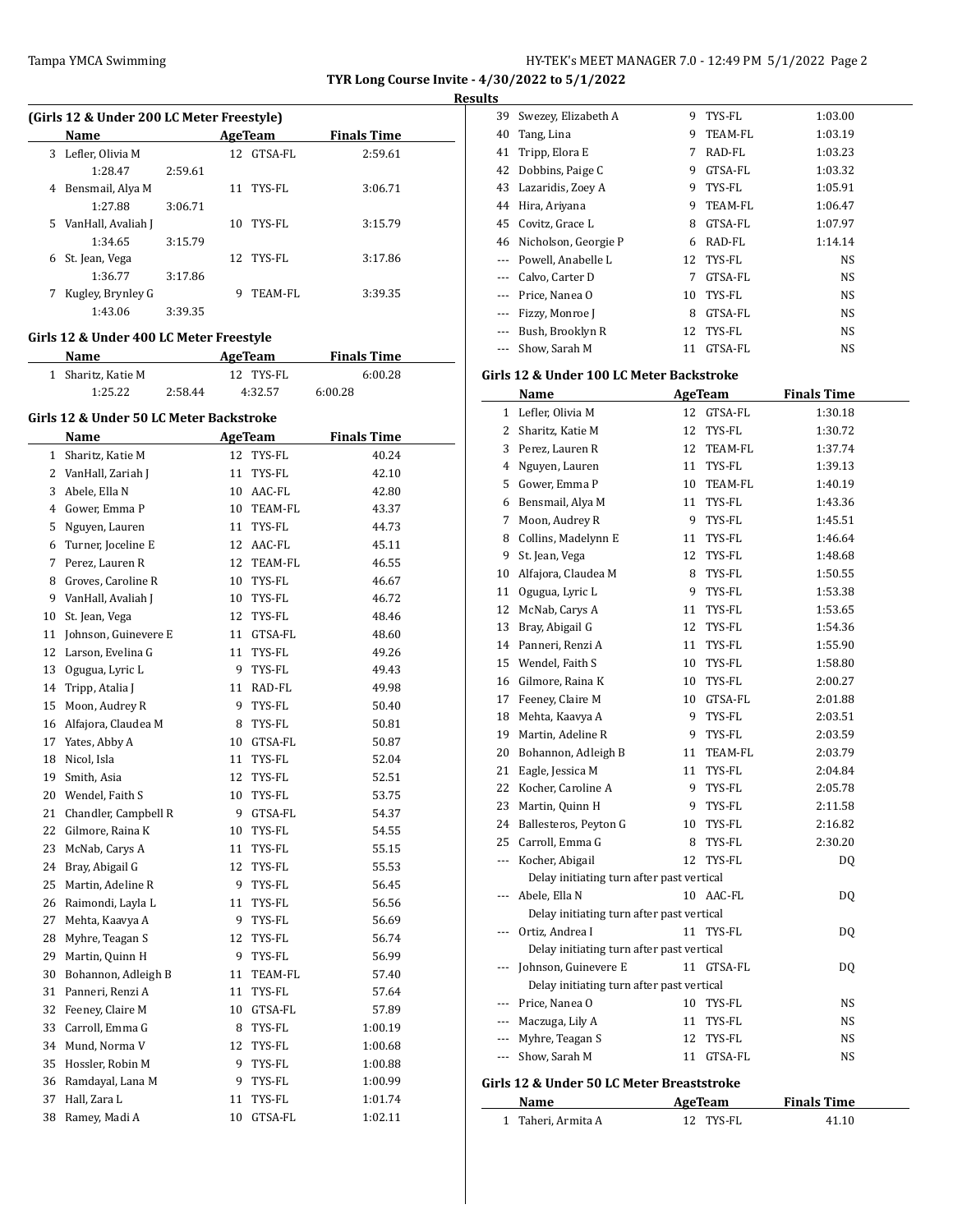## TYR Long Course Invite - 4/30/2022 to 5/1/2022

### Results

### (Girls 12 & Under 200 LC Meter Freestyle)

| | Name | Age | Team | Finals Time |
|---|---|---|---|---|
| 3 | Lefler, Olivia M | 12 | GTSA-FL | 2:59.61 |
| | 1:28.47 2:59.61 | | | |
| 4 | Bensmail, Alya M | 11 | TYS-FL | 3:06.71 |
| | 1:27.88 3:06.71 | | | |
| 5 | VanHall, Avaliah J | 10 | TYS-FL | 3:15.79 |
| | 1:34.65 3:15.79 | | | |
| 6 | St. Jean, Vega | 12 | TYS-FL | 3:17.86 |
| | 1:36.77 3:17.86 | | | |
| 7 | Kugley, Brynley G | 9 | TEAM-FL | 3:39.35 |
| | 1:43.06 3:39.35 | | | |

### Girls 12 & Under 400 LC Meter Freestyle

| | Name | Age | Team | Finals Time |
|---|---|---|---|---|
| 1 | Sharitz, Katie M | 12 | TYS-FL | 6:00.28 |
| | 1:25.22 2:58.44 4:32.57 6:00.28 | | | |

### Girls 12 & Under 50 LC Meter Backstroke

| | Name | Age | Team | Finals Time |
|---|---|---|---|---|
| 1 | Sharitz, Katie M | 12 | TYS-FL | 40.24 |
| 2 | VanHall, Zariah J | 11 | TYS-FL | 42.10 |
| 3 | Abele, Ella N | 10 | AAC-FL | 42.80 |
| 4 | Gower, Emma P | 10 | TEAM-FL | 43.37 |
| 5 | Nguyen, Lauren | 11 | TYS-FL | 44.73 |
| 6 | Turner, Joceline E | 12 | AAC-FL | 45.11 |
| 7 | Perez, Lauren R | 12 | TEAM-FL | 46.55 |
| 8 | Groves, Caroline R | 10 | TYS-FL | 46.67 |
| 9 | VanHall, Avaliah J | 10 | TYS-FL | 46.72 |
| 10 | St. Jean, Vega | 12 | TYS-FL | 48.46 |
| 11 | Johnson, Guinevere E | 11 | GTSA-FL | 48.60 |
| 12 | Larson, Evelina G | 11 | TYS-FL | 49.26 |
| 13 | Ogugua, Lyric L | 9 | TYS-FL | 49.43 |
| 14 | Tripp, Atalia J | 11 | RAD-FL | 49.98 |
| 15 | Moon, Audrey R | 9 | TYS-FL | 50.40 |
| 16 | Alfajora, Claudea M | 8 | TYS-FL | 50.81 |
| 17 | Yates, Abby A | 10 | GTSA-FL | 50.87 |
| 18 | Nicol, Isla | 11 | TYS-FL | 52.04 |
| 19 | Smith, Asia | 12 | TYS-FL | 52.51 |
| 20 | Wendel, Faith S | 10 | TYS-FL | 53.75 |
| 21 | Chandler, Campbell R | 9 | GTSA-FL | 54.37 |
| 22 | Gilmore, Raina K | 10 | TYS-FL | 54.55 |
| 23 | McNab, Carys A | 11 | TYS-FL | 55.15 |
| 24 | Bray, Abigail G | 12 | TYS-FL | 55.53 |
| 25 | Martin, Adeline R | 9 | TYS-FL | 56.45 |
| 26 | Raimondi, Layla L | 11 | TYS-FL | 56.56 |
| 27 | Mehta, Kaavya A | 9 | TYS-FL | 56.69 |
| 28 | Myhre, Teagan S | 12 | TYS-FL | 56.74 |
| 29 | Martin, Quinn H | 9 | TYS-FL | 56.99 |
| 30 | Bohannon, Adleigh B | 11 | TEAM-FL | 57.40 |
| 31 | Panneri, Renzi A | 11 | TYS-FL | 57.64 |
| 32 | Feeney, Claire M | 10 | GTSA-FL | 57.89 |
| 33 | Carroll, Emma G | 8 | TYS-FL | 1:00.19 |
| 34 | Mund, Norma V | 12 | TYS-FL | 1:00.68 |
| 35 | Hossler, Robin M | 9 | TYS-FL | 1:00.88 |
| 36 | Ramdayal, Lana M | 9 | TYS-FL | 1:00.99 |
| 37 | Hall, Zara L | 11 | TYS-FL | 1:01.74 |
| 38 | Ramey, Madi A | 10 | GTSA-FL | 1:02.11 |
| 39 | Swezey, Elizabeth A | 9 | TYS-FL | 1:03.00 |
| 40 | Tang, Lina | 9 | TEAM-FL | 1:03.19 |
| 41 | Tripp, Elora E | 7 | RAD-FL | 1:03.23 |
| 42 | Dobbins, Paige C | 9 | GTSA-FL | 1:03.32 |
| 43 | Lazaridis, Zoey A | 9 | TYS-FL | 1:05.91 |
| 44 | Hira, Ariyana | 9 | TEAM-FL | 1:06.47 |
| 45 | Covitz, Grace L | 8 | GTSA-FL | 1:07.97 |
| 46 | Nicholson, Georgie P | 6 | RAD-FL | 1:14.14 |
| --- | Powell, Anabelle L | 12 | TYS-FL | NS |
| --- | Calvo, Carter D | 7 | GTSA-FL | NS |
| --- | Price, Nanea O | 10 | TYS-FL | NS |
| --- | Fizzy, Monroe J | 8 | GTSA-FL | NS |
| --- | Bush, Brooklyn R | 12 | TYS-FL | NS |
| --- | Show, Sarah M | 11 | GTSA-FL | NS |

### Girls 12 & Under 100 LC Meter Backstroke

| | Name | Age | Team | Finals Time |
|---|---|---|---|---|
| 1 | Lefler, Olivia M | 12 | GTSA-FL | 1:30.18 |
| 2 | Sharitz, Katie M | 12 | TYS-FL | 1:30.72 |
| 3 | Perez, Lauren R | 12 | TEAM-FL | 1:37.74 |
| 4 | Nguyen, Lauren | 11 | TYS-FL | 1:39.13 |
| 5 | Gower, Emma P | 10 | TEAM-FL | 1:40.19 |
| 6 | Bensmail, Alya M | 11 | TYS-FL | 1:43.36 |
| 7 | Moon, Audrey R | 9 | TYS-FL | 1:45.51 |
| 8 | Collins, Madelynn E | 11 | TYS-FL | 1:46.64 |
| 9 | St. Jean, Vega | 12 | TYS-FL | 1:48.68 |
| 10 | Alfajora, Claudea M | 8 | TYS-FL | 1:50.55 |
| 11 | Ogugua, Lyric L | 9 | TYS-FL | 1:53.38 |
| 12 | McNab, Carys A | 11 | TYS-FL | 1:53.65 |
| 13 | Bray, Abigail G | 12 | TYS-FL | 1:54.36 |
| 14 | Panneri, Renzi A | 11 | TYS-FL | 1:55.90 |
| 15 | Wendel, Faith S | 10 | TYS-FL | 1:58.80 |
| 16 | Gilmore, Raina K | 10 | TYS-FL | 2:00.27 |
| 17 | Feeney, Claire M | 10 | GTSA-FL | 2:01.88 |
| 18 | Mehta, Kaavya A | 9 | TYS-FL | 2:03.51 |
| 19 | Martin, Adeline R | 9 | TYS-FL | 2:03.59 |
| 20 | Bohannon, Adleigh B | 11 | TEAM-FL | 2:03.79 |
| 21 | Eagle, Jessica M | 11 | TYS-FL | 2:04.84 |
| 22 | Kocher, Caroline A | 9 | TYS-FL | 2:05.78 |
| 23 | Martin, Quinn H | 9 | TYS-FL | 2:11.58 |
| 24 | Ballesteros, Peyton G | 10 | TYS-FL | 2:16.82 |
| 25 | Carroll, Emma G | 8 | TYS-FL | 2:30.20 |
| --- | Kocher, Abigail | 12 | TYS-FL | DQ |
| | Delay initiating turn after past vertical | | | |
| --- | Abele, Ella N | 10 | AAC-FL | DQ |
| | Delay initiating turn after past vertical | | | |
| --- | Ortiz, Andrea I | 11 | TYS-FL | DQ |
| | Delay initiating turn after past vertical | | | |
| --- | Johnson, Guinevere E | 11 | GTSA-FL | DQ |
| | Delay initiating turn after past vertical | | | |
| --- | Price, Nanea O | 10 | TYS-FL | NS |
| --- | Maczuga, Lily A | 11 | TYS-FL | NS |
| --- | Myhre, Teagan S | 12 | TYS-FL | NS |
| --- | Show, Sarah M | 11 | GTSA-FL | NS |

### Girls 12 & Under 50 LC Meter Breaststroke

| | Name | Age | Team | Finals Time |
|---|---|---|---|---|
| 1 | Taheri, Armita A | 12 | TYS-FL | 41.10 |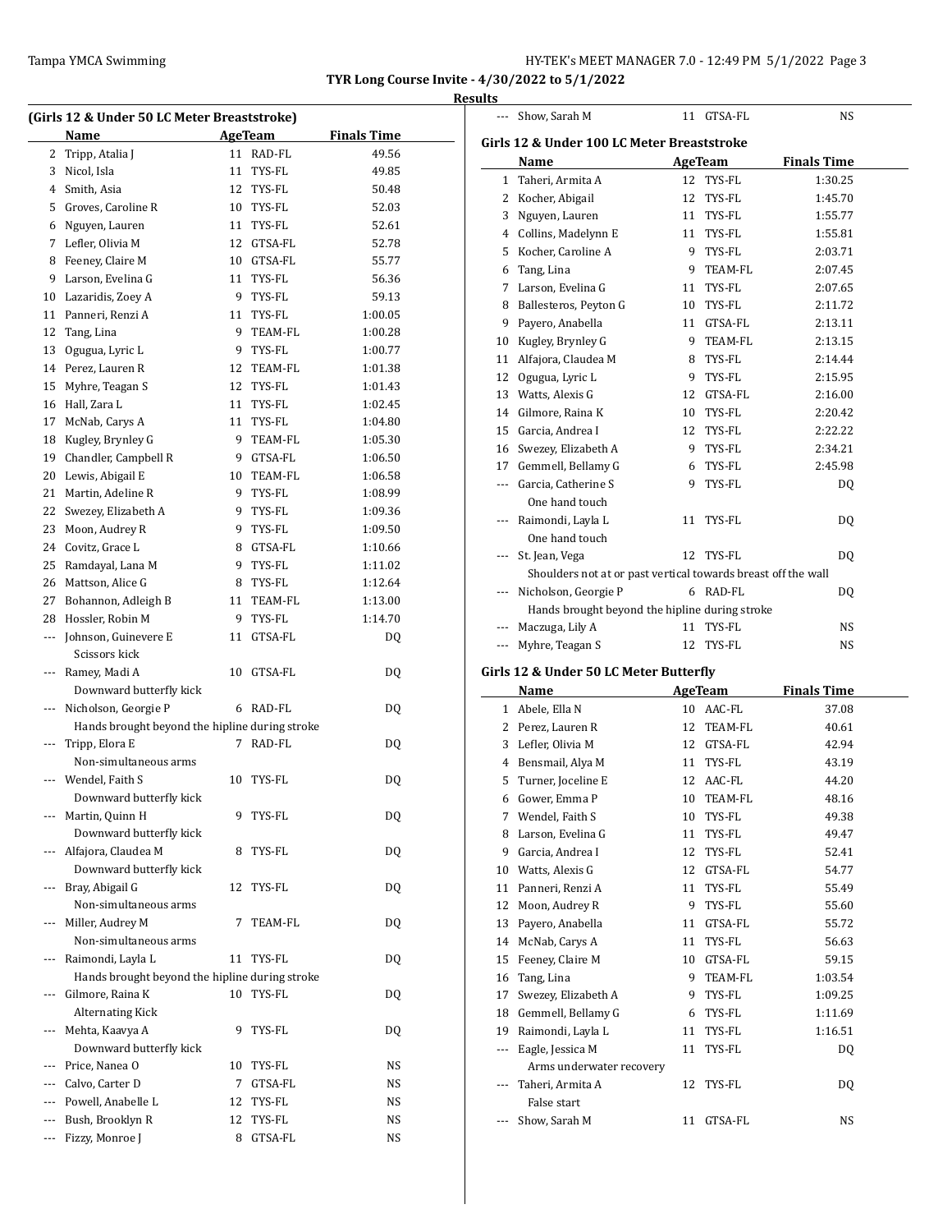**TYR Long Course Invite - 4/30/2022 to 5/1/2022**

**Results**

### (Girls 12 & Under 50 LC Meter Breaststroke)

| | Name | Age | Team | Finals Time |
|---|---|---|---|---|
| 2 | Tripp, Atalia J | 11 | RAD-FL | 49.56 |
| 3 | Nicol, Isla | 11 | TYS-FL | 49.85 |
| 4 | Smith, Asia | 12 | TYS-FL | 50.48 |
| 5 | Groves, Caroline R | 10 | TYS-FL | 52.03 |
| 6 | Nguyen, Lauren | 11 | TYS-FL | 52.61 |
| 7 | Lefler, Olivia M | 12 | GTSA-FL | 52.78 |
| 8 | Feeney, Claire M | 10 | GTSA-FL | 55.77 |
| 9 | Larson, Evelina G | 11 | TYS-FL | 56.36 |
| 10 | Lazaridis, Zoey A | 9 | TYS-FL | 59.13 |
| 11 | Panneri, Renzi A | 11 | TYS-FL | 1:00.05 |
| 12 | Tang, Lina | 9 | TEAM-FL | 1:00.28 |
| 13 | Ogugua, Lyric L | 9 | TYS-FL | 1:00.77 |
| 14 | Perez, Lauren R | 12 | TEAM-FL | 1:01.38 |
| 15 | Myhre, Teagan S | 12 | TYS-FL | 1:01.43 |
| 16 | Hall, Zara L | 11 | TYS-FL | 1:02.45 |
| 17 | McNab, Carys A | 11 | TYS-FL | 1:04.80 |
| 18 | Kugley, Brynley G | 9 | TEAM-FL | 1:05.30 |
| 19 | Chandler, Campbell R | 9 | GTSA-FL | 1:06.50 |
| 20 | Lewis, Abigail E | 10 | TEAM-FL | 1:06.58 |
| 21 | Martin, Adeline R | 9 | TYS-FL | 1:08.99 |
| 22 | Swezey, Elizabeth A | 9 | TYS-FL | 1:09.36 |
| 23 | Moon, Audrey R | 9 | TYS-FL | 1:09.50 |
| 24 | Covitz, Grace L | 8 | GTSA-FL | 1:10.66 |
| 25 | Ramdayal, Lana M | 9 | TYS-FL | 1:11.02 |
| 26 | Mattson, Alice G | 8 | TYS-FL | 1:12.64 |
| 27 | Bohannon, Adleigh B | 11 | TEAM-FL | 1:13.00 |
| 28 | Hossler, Robin M | 9 | TYS-FL | 1:14.70 |
| --- | Johnson, Guinevere E | 11 | GTSA-FL | DQ |
| | Scissors kick | | | |
| --- | Ramey, Madi A | 10 | GTSA-FL | DQ |
| | Downward butterfly kick | | | |
| --- | Nicholson, Georgie P | 6 | RAD-FL | DQ |
| | Hands brought beyond the hipline during stroke | | | |
| --- | Tripp, Elora E | 7 | RAD-FL | DQ |
| | Non-simultaneous arms | | | |
| --- | Wendel, Faith S | 10 | TYS-FL | DQ |
| | Downward butterfly kick | | | |
| --- | Martin, Quinn H | 9 | TYS-FL | DQ |
| | Downward butterfly kick | | | |
| --- | Alfajora, Claudea M | 8 | TYS-FL | DQ |
| | Downward butterfly kick | | | |
| --- | Bray, Abigail G | 12 | TYS-FL | DQ |
| | Non-simultaneous arms | | | |
| --- | Miller, Audrey M | 7 | TEAM-FL | DQ |
| | Non-simultaneous arms | | | |
| --- | Raimondi, Layla L | 11 | TYS-FL | DQ |
| | Hands brought beyond the hipline during stroke | | | |
| --- | Gilmore, Raina K | 10 | TYS-FL | DQ |
| | Alternating Kick | | | |
| --- | Mehta, Kaavya A | 9 | TYS-FL | DQ |
| | Downward butterfly kick | | | |
| --- | Price, Nanea O | 10 | TYS-FL | NS |
| --- | Calvo, Carter D | 7 | GTSA-FL | NS |
| --- | Powell, Anabelle L | 12 | TYS-FL | NS |
| --- | Bush, Brooklyn R | 12 | TYS-FL | NS |
| --- | Fizzy, Monroe J | 8 | GTSA-FL | NS |
| --- | Show, Sarah M | 11 | GTSA-FL | NS |

### Girls 12 & Under 100 LC Meter Breaststroke

| | Name | Age | Team | Finals Time |
|---|---|---|---|---|
| 1 | Taheri, Armita A | 12 | TYS-FL | 1:30.25 |
| 2 | Kocher, Abigail | 12 | TYS-FL | 1:45.70 |
| 3 | Nguyen, Lauren | 11 | TYS-FL | 1:55.77 |
| 4 | Collins, Madelynn E | 11 | TYS-FL | 1:55.81 |
| 5 | Kocher, Caroline A | 9 | TYS-FL | 2:03.71 |
| 6 | Tang, Lina | 9 | TEAM-FL | 2:07.45 |
| 7 | Larson, Evelina G | 11 | TYS-FL | 2:07.65 |
| 8 | Ballesteros, Peyton G | 10 | TYS-FL | 2:11.72 |
| 9 | Payero, Anabella | 11 | GTSA-FL | 2:13.11 |
| 10 | Kugley, Brynley G | 9 | TEAM-FL | 2:13.15 |
| 11 | Alfajora, Claudea M | 8 | TYS-FL | 2:14.44 |
| 12 | Ogugua, Lyric L | 9 | TYS-FL | 2:15.95 |
| 13 | Watts, Alexis G | 12 | GTSA-FL | 2:16.00 |
| 14 | Gilmore, Raina K | 10 | TYS-FL | 2:20.42 |
| 15 | Garcia, Andrea I | 12 | TYS-FL | 2:22.22 |
| 16 | Swezey, Elizabeth A | 9 | TYS-FL | 2:34.21 |
| 17 | Gemmell, Bellamy G | 6 | TYS-FL | 2:45.98 |
| --- | Garcia, Catherine S | 9 | TYS-FL | DQ |
| | One hand touch | | | |
| --- | Raimondi, Layla L | 11 | TYS-FL | DQ |
| | One hand touch | | | |
| --- | St. Jean, Vega | 12 | TYS-FL | DQ |
| | Shoulders not at or past vertical towards breast off the wall | | | |
| --- | Nicholson, Georgie P | 6 | RAD-FL | DQ |
| | Hands brought beyond the hipline during stroke | | | |
| --- | Maczuga, Lily A | 11 | TYS-FL | NS |
| --- | Myhre, Teagan S | 12 | TYS-FL | NS |

### Girls 12 & Under 50 LC Meter Butterfly

| | Name | Age | Team | Finals Time |
|---|---|---|---|---|
| 1 | Abele, Ella N | 10 | AAC-FL | 37.08 |
| 2 | Perez, Lauren R | 12 | TEAM-FL | 40.61 |
| 3 | Lefler, Olivia M | 12 | GTSA-FL | 42.94 |
| 4 | Bensmail, Alya M | 11 | TYS-FL | 43.19 |
| 5 | Turner, Joceline E | 12 | AAC-FL | 44.20 |
| 6 | Gower, Emma P | 10 | TEAM-FL | 48.16 |
| 7 | Wendel, Faith S | 10 | TYS-FL | 49.38 |
| 8 | Larson, Evelina G | 11 | TYS-FL | 49.47 |
| 9 | Garcia, Andrea I | 12 | TYS-FL | 52.41 |
| 10 | Watts, Alexis G | 12 | GTSA-FL | 54.77 |
| 11 | Panneri, Renzi A | 11 | TYS-FL | 55.49 |
| 12 | Moon, Audrey R | 9 | TYS-FL | 55.60 |
| 13 | Payero, Anabella | 11 | GTSA-FL | 55.72 |
| 14 | McNab, Carys A | 11 | TYS-FL | 56.63 |
| 15 | Feeney, Claire M | 10 | GTSA-FL | 59.15 |
| 16 | Tang, Lina | 9 | TEAM-FL | 1:03.54 |
| 17 | Swezey, Elizabeth A | 9 | TYS-FL | 1:09.25 |
| 18 | Gemmell, Bellamy G | 6 | TYS-FL | 1:11.69 |
| 19 | Raimondi, Layla L | 11 | TYS-FL | 1:16.51 |
| --- | Eagle, Jessica M | 11 | TYS-FL | DQ |
| | Arms underwater recovery | | | |
| --- | Taheri, Armita A | 12 | TYS-FL | DQ |
| | False start | | | |
| --- | Show, Sarah M | 11 | GTSA-FL | NS |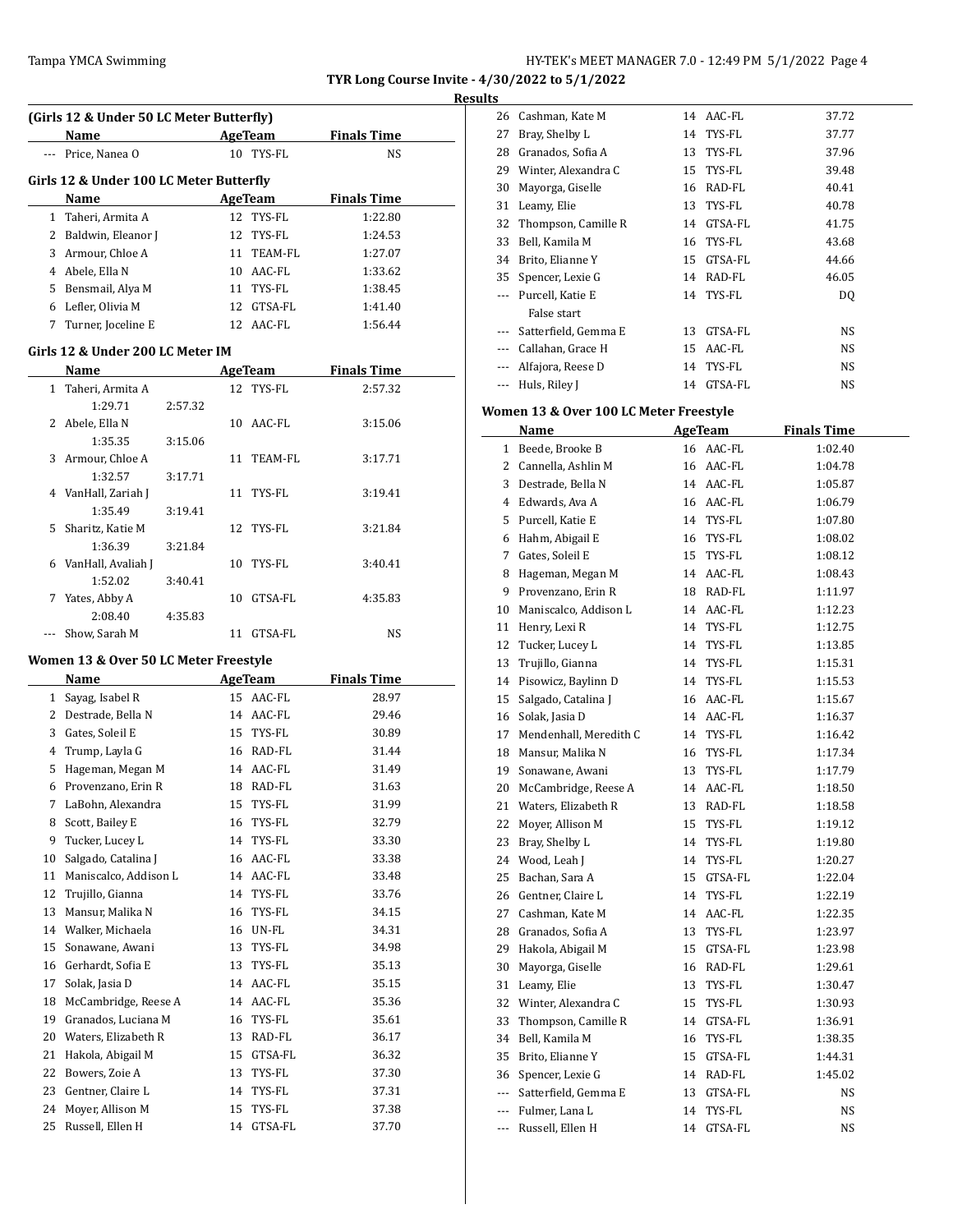**TYR Long Course Invite - 4/30/2022 to 5/1/2022**

**Results**

### (Girls 12 & Under 50 LC Meter Butterfly)

| | Name | Age | Team | Finals Time |
|---|---|---|---|---|
| --- | Price, Nanea O | 10 | TYS-FL | NS |

### Girls 12 & Under 100 LC Meter Butterfly

| | Name | Age | Team | Finals Time |
|---|---|---|---|---|
| 1 | Taheri, Armita A | 12 | TYS-FL | 1:22.80 |
| 2 | Baldwin, Eleanor J | 12 | TYS-FL | 1:24.53 |
| 3 | Armour, Chloe A | 11 | TEAM-FL | 1:27.07 |
| 4 | Abele, Ella N | 10 | AAC-FL | 1:33.62 |
| 5 | Bensmail, Alya M | 11 | TYS-FL | 1:38.45 |
| 6 | Lefler, Olivia M | 12 | GTSA-FL | 1:41.40 |
| 7 | Turner, Joceline E | 12 | AAC-FL | 1:56.44 |

### Girls 12 & Under 200 LC Meter IM

| | Name | Age | Team | Finals Time |
|---|---|---|---|---|
| 1 | Taheri, Armita A | 12 | TYS-FL | 2:57.32 |
| | 1:29.71 2:57.32 | | | |
| 2 | Abele, Ella N | 10 | AAC-FL | 3:15.06 |
| | 1:35.35 3:15.06 | | | |
| 3 | Armour, Chloe A | 11 | TEAM-FL | 3:17.71 |
| | 1:32.57 3:17.71 | | | |
| 4 | VanHall, Zariah J | 11 | TYS-FL | 3:19.41 |
| | 1:35.49 3:19.41 | | | |
| 5 | Sharitz, Katie M | 12 | TYS-FL | 3:21.84 |
| | 1:36.39 3:21.84 | | | |
| 6 | VanHall, Avaliah J | 10 | TYS-FL | 3:40.41 |
| | 1:52.02 3:40.41 | | | |
| 7 | Yates, Abby A | 10 | GTSA-FL | 4:35.83 |
| | 2:08.40 4:35.83 | | | |
| --- | Show, Sarah M | 11 | GTSA-FL | NS |

### Women 13 & Over 50 LC Meter Freestyle

| | Name | Age | Team | Finals Time |
|---|---|---|---|---|
| 1 | Sayag, Isabel R | 15 | AAC-FL | 28.97 |
| 2 | Destrade, Bella N | 14 | AAC-FL | 29.46 |
| 3 | Gates, Soleil E | 15 | TYS-FL | 30.89 |
| 4 | Trump, Layla G | 16 | RAD-FL | 31.44 |
| 5 | Hageman, Megan M | 14 | AAC-FL | 31.49 |
| 6 | Provenzano, Erin R | 18 | RAD-FL | 31.63 |
| 7 | LaBohn, Alexandra | 15 | TYS-FL | 31.99 |
| 8 | Scott, Bailey E | 16 | TYS-FL | 32.79 |
| 9 | Tucker, Lucey L | 14 | TYS-FL | 33.30 |
| 10 | Salgado, Catalina J | 16 | AAC-FL | 33.38 |
| 11 | Maniscalco, Addison L | 14 | AAC-FL | 33.48 |
| 12 | Trujillo, Gianna | 14 | TYS-FL | 33.76 |
| 13 | Mansur, Malika N | 16 | TYS-FL | 34.15 |
| 14 | Walker, Michaela | 16 | UN-FL | 34.31 |
| 15 | Sonawane, Awani | 13 | TYS-FL | 34.98 |
| 16 | Gerhardt, Sofia E | 13 | TYS-FL | 35.13 |
| 17 | Solak, Jasia D | 14 | AAC-FL | 35.15 |
| 18 | McCambridge, Reese A | 14 | AAC-FL | 35.36 |
| 19 | Granados, Luciana M | 16 | TYS-FL | 35.61 |
| 20 | Waters, Elizabeth R | 13 | RAD-FL | 36.17 |
| 21 | Hakola, Abigail M | 15 | GTSA-FL | 36.32 |
| 22 | Bowers, Zoie A | 13 | TYS-FL | 37.30 |
| 23 | Gentner, Claire L | 14 | TYS-FL | 37.31 |
| 24 | Moyer, Allison M | 15 | TYS-FL | 37.38 |
| 25 | Russell, Ellen H | 14 | GTSA-FL | 37.70 |
| 26 | Cashman, Kate M | 14 | AAC-FL | 37.72 |
| 27 | Bray, Shelby L | 14 | TYS-FL | 37.77 |
| 28 | Granados, Sofia A | 13 | TYS-FL | 37.96 |
| 29 | Winter, Alexandra C | 15 | TYS-FL | 39.48 |
| 30 | Mayorga, Giselle | 16 | RAD-FL | 40.41 |
| 31 | Leamy, Elie | 13 | TYS-FL | 40.78 |
| 32 | Thompson, Camille R | 14 | GTSA-FL | 41.75 |
| 33 | Bell, Kamila M | 16 | TYS-FL | 43.68 |
| 34 | Brito, Elianne Y | 15 | GTSA-FL | 44.66 |
| 35 | Spencer, Lexie G | 14 | RAD-FL | 46.05 |
| --- | Purcell, Katie E | 14 | TYS-FL | DQ |
| | False start | | | |
| --- | Satterfield, Gemma E | 13 | GTSA-FL | NS |
| --- | Callahan, Grace H | 15 | AAC-FL | NS |
| --- | Alfajora, Reese D | 14 | TYS-FL | NS |
| --- | Huls, Riley J | 14 | GTSA-FL | NS |

### Women 13 & Over 100 LC Meter Freestyle

| | Name | Age | Team | Finals Time |
|---|---|---|---|---|
| 1 | Beede, Brooke B | 16 | AAC-FL | 1:02.40 |
| 2 | Cannella, Ashlin M | 16 | AAC-FL | 1:04.78 |
| 3 | Destrade, Bella N | 14 | AAC-FL | 1:05.87 |
| 4 | Edwards, Ava A | 16 | AAC-FL | 1:06.79 |
| 5 | Purcell, Katie E | 14 | TYS-FL | 1:07.80 |
| 6 | Hahm, Abigail E | 16 | TYS-FL | 1:08.02 |
| 7 | Gates, Soleil E | 15 | TYS-FL | 1:08.12 |
| 8 | Hageman, Megan M | 14 | AAC-FL | 1:08.43 |
| 9 | Provenzano, Erin R | 18 | RAD-FL | 1:11.97 |
| 10 | Maniscalco, Addison L | 14 | AAC-FL | 1:12.23 |
| 11 | Henry, Lexi R | 14 | TYS-FL | 1:12.75 |
| 12 | Tucker, Lucey L | 14 | TYS-FL | 1:13.85 |
| 13 | Trujillo, Gianna | 14 | TYS-FL | 1:15.31 |
| 14 | Pisowicz, Baylinn D | 14 | TYS-FL | 1:15.53 |
| 15 | Salgado, Catalina J | 16 | AAC-FL | 1:15.67 |
| 16 | Solak, Jasia D | 14 | AAC-FL | 1:16.37 |
| 17 | Mendenhall, Meredith C | 14 | TYS-FL | 1:16.42 |
| 18 | Mansur, Malika N | 16 | TYS-FL | 1:17.34 |
| 19 | Sonawane, Awani | 13 | TYS-FL | 1:17.79 |
| 20 | McCambridge, Reese A | 14 | AAC-FL | 1:18.50 |
| 21 | Waters, Elizabeth R | 13 | RAD-FL | 1:18.58 |
| 22 | Moyer, Allison M | 15 | TYS-FL | 1:19.12 |
| 23 | Bray, Shelby L | 14 | TYS-FL | 1:19.80 |
| 24 | Wood, Leah J | 14 | TYS-FL | 1:20.27 |
| 25 | Bachan, Sara A | 15 | GTSA-FL | 1:22.04 |
| 26 | Gentner, Claire L | 14 | TYS-FL | 1:22.19 |
| 27 | Cashman, Kate M | 14 | AAC-FL | 1:22.35 |
| 28 | Granados, Sofia A | 13 | TYS-FL | 1:23.97 |
| 29 | Hakola, Abigail M | 15 | GTSA-FL | 1:23.98 |
| 30 | Mayorga, Giselle | 16 | RAD-FL | 1:29.61 |
| 31 | Leamy, Elie | 13 | TYS-FL | 1:30.47 |
| 32 | Winter, Alexandra C | 15 | TYS-FL | 1:30.93 |
| 33 | Thompson, Camille R | 14 | GTSA-FL | 1:36.91 |
| 34 | Bell, Kamila M | 16 | TYS-FL | 1:38.35 |
| 35 | Brito, Elianne Y | 15 | GTSA-FL | 1:44.31 |
| 36 | Spencer, Lexie G | 14 | RAD-FL | 1:45.02 |
| --- | Satterfield, Gemma E | 13 | GTSA-FL | NS |
| --- | Fulmer, Lana L | 14 | TYS-FL | NS |
| --- | Russell, Ellen H | 14 | GTSA-FL | NS |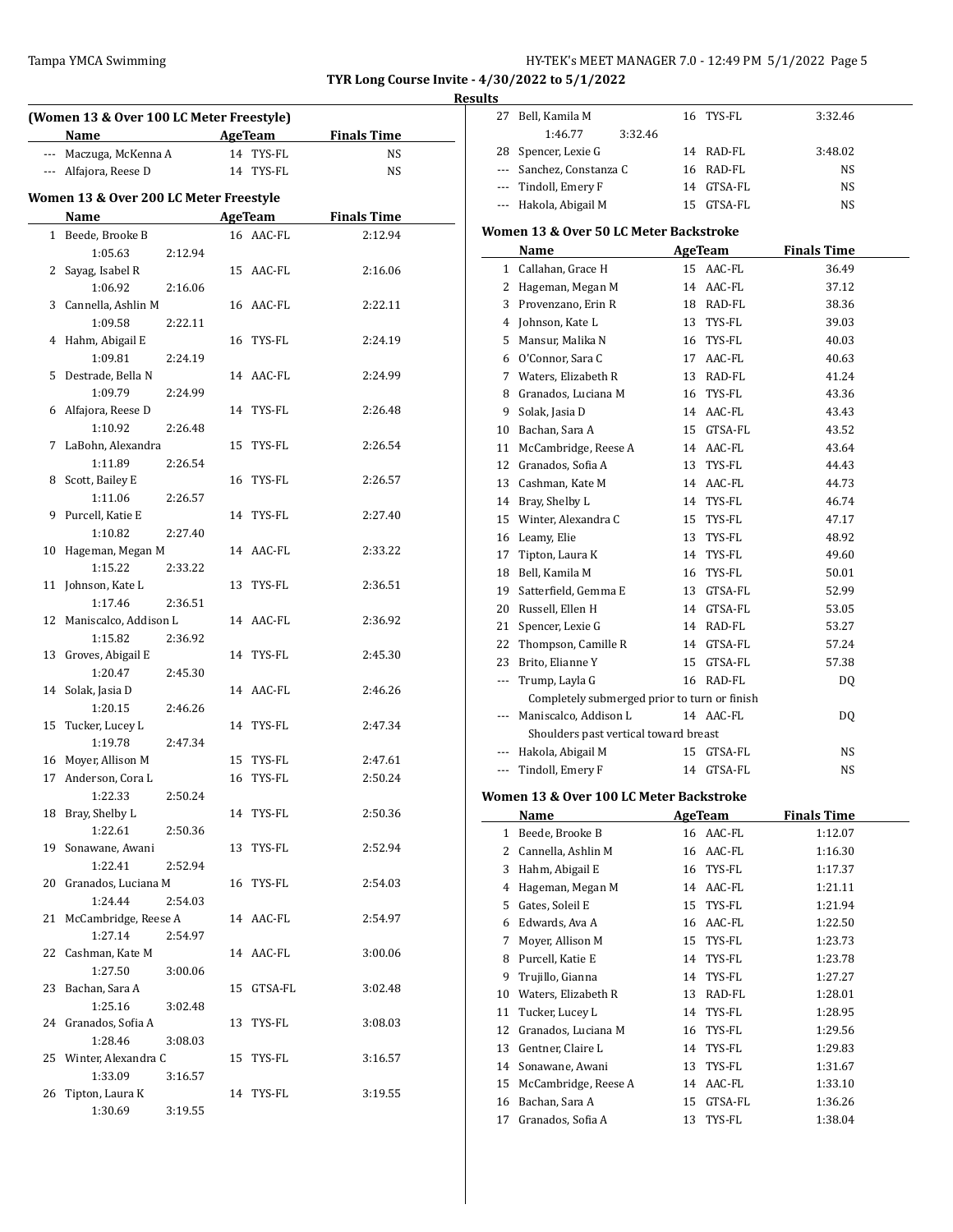**TYR Long Course Invite - 4/30/2022 to 5/1/2022**

**Results**

### (Women 13 & Over 100 LC Meter Freestyle)

| | Name | Age | Team | Finals Time |
|---|---|---|---|---|
| --- | Maczuga, McKenna A | 14 | TYS-FL | NS |
| --- | Alfajora, Reese D | 14 | TYS-FL | NS |

### Women 13 & Over 200 LC Meter Freestyle

| | Name | Age | Team | Finals Time |
|---|---|---|---|---|
| 1 | Beede, Brooke B | 16 | AAC-FL | 2:12.94 |
| | 1:05.63 2:12.94 | | | |
| 2 | Sayag, Isabel R | 15 | AAC-FL | 2:16.06 |
| | 1:06.92 2:16.06 | | | |
| 3 | Cannella, Ashlin M | 16 | AAC-FL | 2:22.11 |
| | 1:09.58 2:22.11 | | | |
| 4 | Hahm, Abigail E | 16 | TYS-FL | 2:24.19 |
| | 1:09.81 2:24.19 | | | |
| 5 | Destrade, Bella N | 14 | AAC-FL | 2:24.99 |
| | 1:09.79 2:24.99 | | | |
| 6 | Alfajora, Reese D | 14 | TYS-FL | 2:26.48 |
| | 1:10.92 2:26.48 | | | |
| 7 | LaBohn, Alexandra | 15 | TYS-FL | 2:26.54 |
| | 1:11.89 2:26.54 | | | |
| 8 | Scott, Bailey E | 16 | TYS-FL | 2:26.57 |
| | 1:11.06 2:26.57 | | | |
| 9 | Purcell, Katie E | 14 | TYS-FL | 2:27.40 |
| | 1:10.82 2:27.40 | | | |
| 10 | Hageman, Megan M | 14 | AAC-FL | 2:33.22 |
| | 1:15.22 2:33.22 | | | |
| 11 | Johnson, Kate L | 13 | TYS-FL | 2:36.51 |
| | 1:17.46 2:36.51 | | | |
| 12 | Maniscalco, Addison L | 14 | AAC-FL | 2:36.92 |
| | 1:15.82 2:36.92 | | | |
| 13 | Groves, Abigail E | 14 | TYS-FL | 2:45.30 |
| | 1:20.47 2:45.30 | | | |
| 14 | Solak, Jasia D | 14 | AAC-FL | 2:46.26 |
| | 1:20.15 2:46.26 | | | |
| 15 | Tucker, Lucey L | 14 | TYS-FL | 2:47.34 |
| | 1:19.78 2:47.34 | | | |
| 16 | Moyer, Allison M | 15 | TYS-FL | 2:47.61 |
| 17 | Anderson, Cora L | 16 | TYS-FL | 2:50.24 |
| | 1:22.33 2:50.24 | | | |
| 18 | Bray, Shelby L | 14 | TYS-FL | 2:50.36 |
| | 1:22.61 2:50.36 | | | |
| 19 | Sonawane, Awani | 13 | TYS-FL | 2:52.94 |
| | 1:22.41 2:52.94 | | | |
| 20 | Granados, Luciana M | 16 | TYS-FL | 2:54.03 |
| | 1:24.44 2:54.03 | | | |
| 21 | McCambridge, Reese A | 14 | AAC-FL | 2:54.97 |
| | 1:27.14 2:54.97 | | | |
| 22 | Cashman, Kate M | 14 | AAC-FL | 3:00.06 |
| | 1:27.50 3:00.06 | | | |
| 23 | Bachan, Sara A | 15 | GTSA-FL | 3:02.48 |
| | 1:25.16 3:02.48 | | | |
| 24 | Granados, Sofia A | 13 | TYS-FL | 3:08.03 |
| | 1:28.46 3:08.03 | | | |
| 25 | Winter, Alexandra C | 15 | TYS-FL | 3:16.57 |
| | 1:33.09 3:16.57 | | | |
| 26 | Tipton, Laura K | 14 | TYS-FL | 3:19.55 |
| | 1:30.69 3:19.55 | | | |
| 27 | Bell, Kamila M | 16 | TYS-FL | 3:32.46 |
| | 1:46.77 3:32.46 | | | |
| 28 | Spencer, Lexie G | 14 | RAD-FL | 3:48.02 |
| --- | Sanchez, Constanza C | 16 | RAD-FL | NS |
| --- | Tindoll, Emery F | 14 | GTSA-FL | NS |
| --- | Hakola, Abigail M | 15 | GTSA-FL | NS |

### Women 13 & Over 50 LC Meter Backstroke

| | Name | Age | Team | Finals Time |
|---|---|---|---|---|
| 1 | Callahan, Grace H | 15 | AAC-FL | 36.49 |
| 2 | Hageman, Megan M | 14 | AAC-FL | 37.12 |
| 3 | Provenzano, Erin R | 18 | RAD-FL | 38.36 |
| 4 | Johnson, Kate L | 13 | TYS-FL | 39.03 |
| 5 | Mansur, Malika N | 16 | TYS-FL | 40.03 |
| 6 | O'Connor, Sara C | 17 | AAC-FL | 40.63 |
| 7 | Waters, Elizabeth R | 13 | RAD-FL | 41.24 |
| 8 | Granados, Luciana M | 16 | TYS-FL | 43.36 |
| 9 | Solak, Jasia D | 14 | AAC-FL | 43.43 |
| 10 | Bachan, Sara A | 15 | GTSA-FL | 43.52 |
| 11 | McCambridge, Reese A | 14 | AAC-FL | 43.64 |
| 12 | Granados, Sofia A | 13 | TYS-FL | 44.43 |
| 13 | Cashman, Kate M | 14 | AAC-FL | 44.73 |
| 14 | Bray, Shelby L | 14 | TYS-FL | 46.74 |
| 15 | Winter, Alexandra C | 15 | TYS-FL | 47.17 |
| 16 | Leamy, Elie | 13 | TYS-FL | 48.92 |
| 17 | Tipton, Laura K | 14 | TYS-FL | 49.60 |
| 18 | Bell, Kamila M | 16 | TYS-FL | 50.01 |
| 19 | Satterfield, Gemma E | 13 | GTSA-FL | 52.99 |
| 20 | Russell, Ellen H | 14 | GTSA-FL | 53.05 |
| 21 | Spencer, Lexie G | 14 | RAD-FL | 53.27 |
| 22 | Thompson, Camille R | 14 | GTSA-FL | 57.24 |
| 23 | Brito, Elianne Y | 15 | GTSA-FL | 57.38 |
| --- | Trump, Layla G | 16 | RAD-FL | DQ |
| | Completely submerged prior to turn or finish | | | |
| --- | Maniscalco, Addison L | 14 | AAC-FL | DQ |
| | Shoulders past vertical toward breast | | | |
| --- | Hakola, Abigail M | 15 | GTSA-FL | NS |
| --- | Tindoll, Emery F | 14 | GTSA-FL | NS |

### Women 13 & Over 100 LC Meter Backstroke

| | Name | Age | Team | Finals Time |
|---|---|---|---|---|
| 1 | Beede, Brooke B | 16 | AAC-FL | 1:12.07 |
| 2 | Cannella, Ashlin M | 16 | AAC-FL | 1:16.30 |
| 3 | Hahm, Abigail E | 16 | TYS-FL | 1:17.37 |
| 4 | Hageman, Megan M | 14 | AAC-FL | 1:21.11 |
| 5 | Gates, Soleil E | 15 | TYS-FL | 1:21.94 |
| 6 | Edwards, Ava A | 16 | AAC-FL | 1:22.50 |
| 7 | Moyer, Allison M | 15 | TYS-FL | 1:23.73 |
| 8 | Purcell, Katie E | 14 | TYS-FL | 1:23.78 |
| 9 | Trujillo, Gianna | 14 | TYS-FL | 1:27.27 |
| 10 | Waters, Elizabeth R | 13 | RAD-FL | 1:28.01 |
| 11 | Tucker, Lucey L | 14 | TYS-FL | 1:28.95 |
| 12 | Granados, Luciana M | 16 | TYS-FL | 1:29.56 |
| 13 | Gentner, Claire L | 14 | TYS-FL | 1:29.83 |
| 14 | Sonawane, Awani | 13 | TYS-FL | 1:31.67 |
| 15 | McCambridge, Reese A | 14 | AAC-FL | 1:33.10 |
| 16 | Bachan, Sara A | 15 | GTSA-FL | 1:36.26 |
| 17 | Granados, Sofia A | 13 | TYS-FL | 1:38.04 |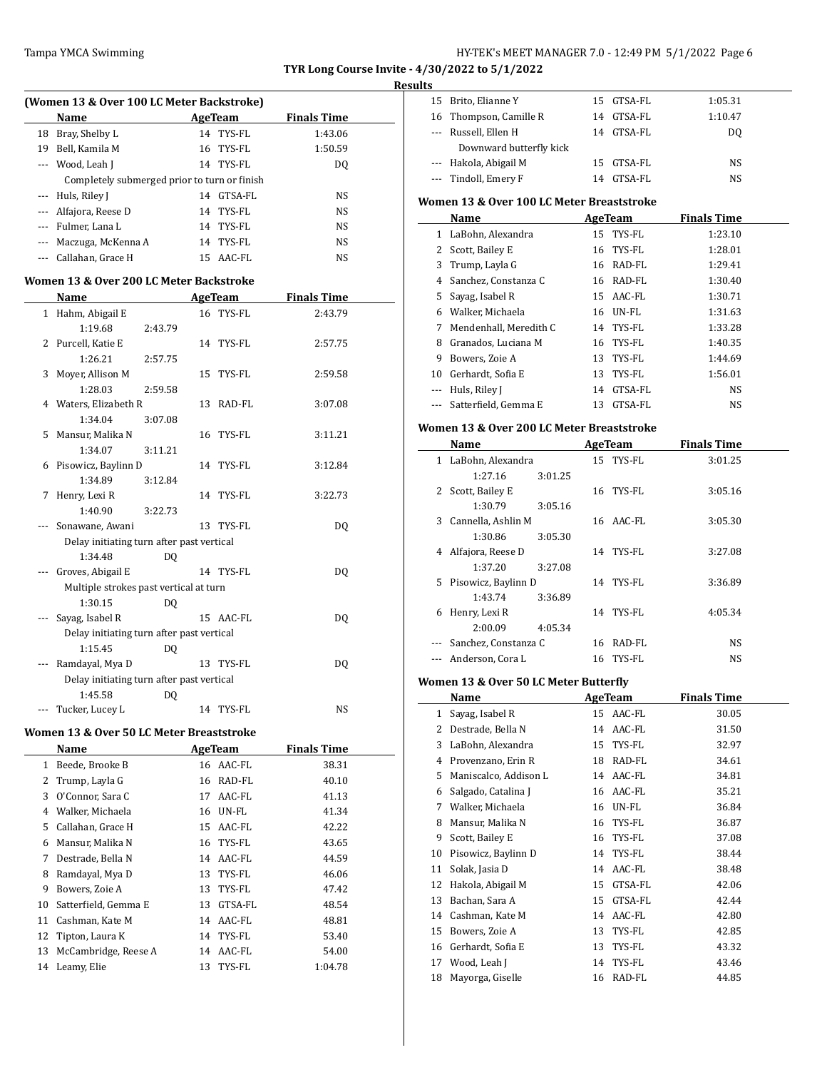## Results

### (Women 13 & Over 100 LC Meter Backstroke)

| | Name | Age | Team | Finals Time |
|---|---|---|---|---|
| 18 | Bray, Shelby L | 14 | TYS-FL | 1:43.06 |
| 19 | Bell, Kamila M | 16 | TYS-FL | 1:50.59 |
| --- | Wood, Leah J | 14 | TYS-FL | DQ |
| | Completely submerged prior to turn or finish | | | |
| --- | Huls, Riley J | 14 | GTSA-FL | NS |
| --- | Alfajora, Reese D | 14 | TYS-FL | NS |
| --- | Fulmer, Lana L | 14 | TYS-FL | NS |
| --- | Maczuga, McKenna A | 14 | TYS-FL | NS |
| --- | Callahan, Grace H | 15 | AAC-FL | NS |

### Women 13 & Over 200 LC Meter Backstroke

| | Name | Age | Team | Finals Time |
|---|---|---|---|---|
| 1 | Hahm, Abigail E | 16 | TYS-FL | 2:43.79 |
| | 1:19.68 2:43.79 | | | |
| 2 | Purcell, Katie E | 14 | TYS-FL | 2:57.75 |
| | 1:26.21 2:57.75 | | | |
| 3 | Moyer, Allison M | 15 | TYS-FL | 2:59.58 |
| | 1:28.03 2:59.58 | | | |
| 4 | Waters, Elizabeth R | 13 | RAD-FL | 3:07.08 |
| | 1:34.04 3:07.08 | | | |
| 5 | Mansur, Malika N | 16 | TYS-FL | 3:11.21 |
| | 1:34.07 3:11.21 | | | |
| 6 | Pisowicz, Baylinn D | 14 | TYS-FL | 3:12.84 |
| | 1:34.89 3:12.84 | | | |
| 7 | Henry, Lexi R | 14 | TYS-FL | 3:22.73 |
| | 1:40.90 3:22.73 | | | |
| --- | Sonawane, Awani | 13 | TYS-FL | DQ |
| | Delay initiating turn after past vertical | | | |
| | 1:34.48 DQ | | | |
| --- | Groves, Abigail E | 14 | TYS-FL | DQ |
| | Multiple strokes past vertical at turn | | | |
| | 1:30.15 DQ | | | |
| --- | Sayag, Isabel R | 15 | AAC-FL | DQ |
| | Delay initiating turn after past vertical | | | |
| | 1:15.45 DQ | | | |
| --- | Ramdayal, Mya D | 13 | TYS-FL | DQ |
| | Delay initiating turn after past vertical | | | |
| | 1:45.58 DQ | | | |
| --- | Tucker, Lucey L | 14 | TYS-FL | NS |

### Women 13 & Over 50 LC Meter Breaststroke

| | Name | Age | Team | Finals Time |
|---|---|---|---|---|
| 1 | Beede, Brooke B | 16 | AAC-FL | 38.31 |
| 2 | Trump, Layla G | 16 | RAD-FL | 40.10 |
| 3 | O'Connor, Sara C | 17 | AAC-FL | 41.13 |
| 4 | Walker, Michaela | 16 | UN-FL | 41.34 |
| 5 | Callahan, Grace H | 15 | AAC-FL | 42.22 |
| 6 | Mansur, Malika N | 16 | TYS-FL | 43.65 |
| 7 | Destrade, Bella N | 14 | AAC-FL | 44.59 |
| 8 | Ramdayal, Mya D | 13 | TYS-FL | 46.06 |
| 9 | Bowers, Zoie A | 13 | TYS-FL | 47.42 |
| 10 | Satterfield, Gemma E | 13 | GTSA-FL | 48.54 |
| 11 | Cashman, Kate M | 14 | AAC-FL | 48.81 |
| 12 | Tipton, Laura K | 14 | TYS-FL | 53.40 |
| 13 | McCambridge, Reese A | 14 | AAC-FL | 54.00 |
| 14 | Leamy, Elie | 13 | TYS-FL | 1:04.78 |
| 15 | Brito, Elianne Y | 15 | GTSA-FL | 1:05.31 |
| 16 | Thompson, Camille R | 14 | GTSA-FL | 1:10.47 |
| --- | Russell, Ellen H | 14 | GTSA-FL | DQ |
| | Downward butterfly kick | | | |
| --- | Hakola, Abigail M | 15 | GTSA-FL | NS |
| --- | Tindoll, Emery F | 14 | GTSA-FL | NS |

### Women 13 & Over 100 LC Meter Breaststroke

| | Name | Age | Team | Finals Time |
|---|---|---|---|---|
| 1 | LaBohn, Alexandra | 15 | TYS-FL | 1:23.10 |
| 2 | Scott, Bailey E | 16 | TYS-FL | 1:28.01 |
| 3 | Trump, Layla G | 16 | RAD-FL | 1:29.41 |
| 4 | Sanchez, Constanza C | 16 | RAD-FL | 1:30.40 |
| 5 | Sayag, Isabel R | 15 | AAC-FL | 1:30.71 |
| 6 | Walker, Michaela | 16 | UN-FL | 1:31.63 |
| 7 | Mendenhall, Meredith C | 14 | TYS-FL | 1:33.28 |
| 8 | Granados, Luciana M | 16 | TYS-FL | 1:40.35 |
| 9 | Bowers, Zoie A | 13 | TYS-FL | 1:44.69 |
| 10 | Gerhardt, Sofia E | 13 | TYS-FL | 1:56.01 |
| --- | Huls, Riley J | 14 | GTSA-FL | NS |
| --- | Satterfield, Gemma E | 13 | GTSA-FL | NS |

### Women 13 & Over 200 LC Meter Breaststroke

| | Name | Age | Team | Finals Time |
|---|---|---|---|---|
| 1 | LaBohn, Alexandra | 15 | TYS-FL | 3:01.25 |
| | 1:27.16 3:01.25 | | | |
| 2 | Scott, Bailey E | 16 | TYS-FL | 3:05.16 |
| | 1:30.79 3:05.16 | | | |
| 3 | Cannella, Ashlin M | 16 | AAC-FL | 3:05.30 |
| | 1:30.86 3:05.30 | | | |
| 4 | Alfajora, Reese D | 14 | TYS-FL | 3:27.08 |
| | 1:37.20 3:27.08 | | | |
| 5 | Pisowicz, Baylinn D | 14 | TYS-FL | 3:36.89 |
| | 1:43.74 3:36.89 | | | |
| 6 | Henry, Lexi R | 14 | TYS-FL | 4:05.34 |
| | 2:00.09 4:05.34 | | | |
| --- | Sanchez, Constanza C | 16 | RAD-FL | NS |
| --- | Anderson, Cora L | 16 | TYS-FL | NS |

### Women 13 & Over 50 LC Meter Butterfly

| | Name | Age | Team | Finals Time |
|---|---|---|---|---|
| 1 | Sayag, Isabel R | 15 | AAC-FL | 30.05 |
| 2 | Destrade, Bella N | 14 | AAC-FL | 31.50 |
| 3 | LaBohn, Alexandra | 15 | TYS-FL | 32.97 |
| 4 | Provenzano, Erin R | 18 | RAD-FL | 34.61 |
| 5 | Maniscalco, Addison L | 14 | AAC-FL | 34.81 |
| 6 | Salgado, Catalina J | 16 | AAC-FL | 35.21 |
| 7 | Walker, Michaela | 16 | UN-FL | 36.84 |
| 8 | Mansur, Malika N | 16 | TYS-FL | 36.87 |
| 9 | Scott, Bailey E | 16 | TYS-FL | 37.08 |
| 10 | Pisowicz, Baylinn D | 14 | TYS-FL | 38.44 |
| 11 | Solak, Jasia D | 14 | AAC-FL | 38.48 |
| 12 | Hakola, Abigail M | 15 | GTSA-FL | 42.06 |
| 13 | Bachan, Sara A | 15 | GTSA-FL | 42.44 |
| 14 | Cashman, Kate M | 14 | AAC-FL | 42.80 |
| 15 | Bowers, Zoie A | 13 | TYS-FL | 42.85 |
| 16 | Gerhardt, Sofia E | 13 | TYS-FL | 43.32 |
| 17 | Wood, Leah J | 14 | TYS-FL | 43.46 |
| 18 | Mayorga, Giselle | 16 | RAD-FL | 44.85 |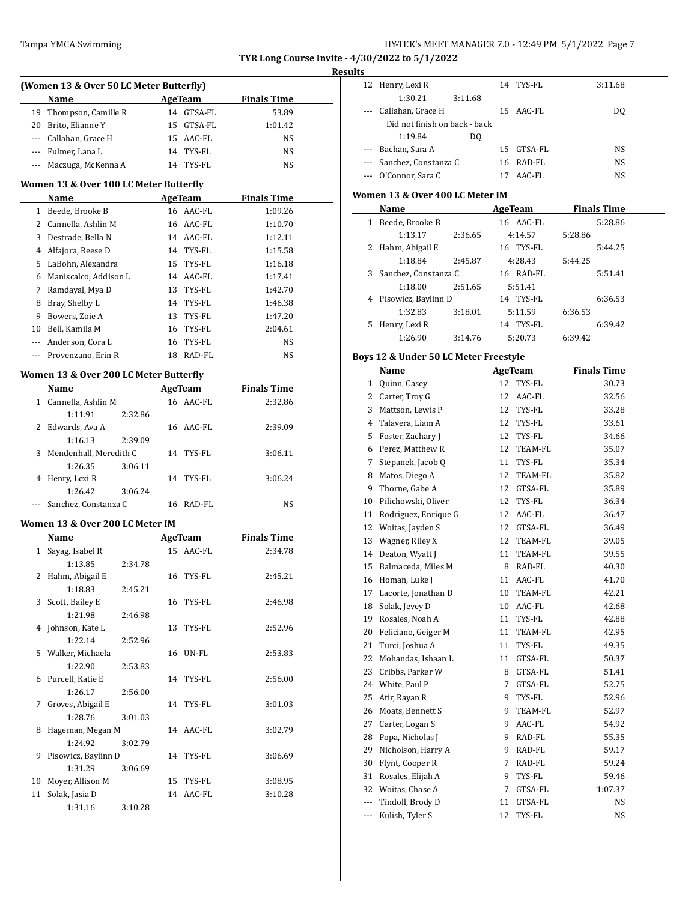**TYR Long Course Invite - 4/30/2022 to 5/1/2022**

**Results**

### (Women 13 & Over 50 LC Meter Butterfly)

| | Name | Age | Team | Finals Time |
|---|---|---|---|---|
| 19 | Thompson, Camille R | 14 | GTSA-FL | 53.89 |
| 20 | Brito, Elianne Y | 15 | GTSA-FL | 1:01.42 |
| --- | Callahan, Grace H | 15 | AAC-FL | NS |
| --- | Fulmer, Lana L | 14 | TYS-FL | NS |
| --- | Maczuga, McKenna A | 14 | TYS-FL | NS |

### Women 13 & Over 100 LC Meter Butterfly

| | Name | Age | Team | Finals Time |
|---|---|---|---|---|
| 1 | Beede, Brooke B | 16 | AAC-FL | 1:09.26 |
| 2 | Cannella, Ashlin M | 16 | AAC-FL | 1:10.70 |
| 3 | Destrade, Bella N | 14 | AAC-FL | 1:12.11 |
| 4 | Alfajora, Reese D | 14 | TYS-FL | 1:15.58 |
| 5 | LaBohn, Alexandra | 15 | TYS-FL | 1:16.18 |
| 6 | Maniscalco, Addison L | 14 | AAC-FL | 1:17.41 |
| 7 | Ramdayal, Mya D | 13 | TYS-FL | 1:42.70 |
| 8 | Bray, Shelby L | 14 | TYS-FL | 1:46.38 |
| 9 | Bowers, Zoie A | 13 | TYS-FL | 1:47.20 |
| 10 | Bell, Kamila M | 16 | TYS-FL | 2:04.61 |
| --- | Anderson, Cora L | 16 | TYS-FL | NS |
| --- | Provenzano, Erin R | 18 | RAD-FL | NS |

### Women 13 & Over 200 LC Meter Butterfly

| | Name | Age | Team | Finals Time |
|---|---|---|---|---|
| 1 | Cannella, Ashlin M | 16 | AAC-FL | 2:32.86 |
| | 1:11.91 2:32.86 | | | |
| 2 | Edwards, Ava A | 16 | AAC-FL | 2:39.09 |
| | 1:16.13 2:39.09 | | | |
| 3 | Mendenhall, Meredith C | 14 | TYS-FL | 3:06.11 |
| | 1:26.35 3:06.11 | | | |
| 4 | Henry, Lexi R | 14 | TYS-FL | 3:06.24 |
| | 1:26.42 3:06.24 | | | |
| --- | Sanchez, Constanza C | 16 | RAD-FL | NS |

### Women 13 & Over 200 LC Meter IM

| | Name | Age | Team | Finals Time |
|---|---|---|---|---|
| 1 | Sayag, Isabel R | 15 | AAC-FL | 2:34.78 |
| | 1:13.85 2:34.78 | | | |
| 2 | Hahm, Abigail E | 16 | TYS-FL | 2:45.21 |
| | 1:18.83 2:45.21 | | | |
| 3 | Scott, Bailey E | 16 | TYS-FL | 2:46.98 |
| | 1:21.98 2:46.98 | | | |
| 4 | Johnson, Kate L | 13 | TYS-FL | 2:52.96 |
| | 1:22.14 2:52.96 | | | |
| 5 | Walker, Michaela | 16 | UN-FL | 2:53.83 |
| | 1:22.90 2:53.83 | | | |
| 6 | Purcell, Katie E | 14 | TYS-FL | 2:56.00 |
| | 1:26.17 2:56.00 | | | |
| 7 | Groves, Abigail E | 14 | TYS-FL | 3:01.03 |
| | 1:28.76 3:01.03 | | | |
| 8 | Hageman, Megan M | 14 | AAC-FL | 3:02.79 |
| | 1:24.92 3:02.79 | | | |
| 9 | Pisowicz, Baylinn D | 14 | TYS-FL | 3:06.69 |
| | 1:31.29 3:06.69 | | | |
| 10 | Moyer, Allison M | 15 | TYS-FL | 3:08.95 |
| 11 | Solak, Jasia D | 14 | AAC-FL | 3:10.28 |
| | 1:31.16 3:10.28 | | | |
| 12 | Henry, Lexi R | 14 | TYS-FL | 3:11.68 |
| | 1:30.21 3:11.68 | | | |
| --- | Callahan, Grace H | 15 | AAC-FL | DQ |
| | Did not finish on back - back | | | |
| | 1:19.84 DQ | | | |
| --- | Bachan, Sara A | 15 | GTSA-FL | NS |
| --- | Sanchez, Constanza C | 16 | RAD-FL | NS |
| --- | O'Connor, Sara C | 17 | AAC-FL | NS |

### Women 13 & Over 400 LC Meter IM

| | Name | Age | Team | Finals Time |
|---|---|---|---|---|
| 1 | Beede, Brooke B | 16 | AAC-FL | 5:28.86 |
| | 1:13.17 2:36.65 4:14.57 5:28.86 | | | |
| 2 | Hahm, Abigail E | 16 | TYS-FL | 5:44.25 |
| | 1:18.84 2:45.87 4:28.43 5:44.25 | | | |
| 3 | Sanchez, Constanza C | 16 | RAD-FL | 5:51.41 |
| | 1:18.00 2:51.65 5:51.41 | | | |
| 4 | Pisowicz, Baylinn D | 14 | TYS-FL | 6:36.53 |
| | 1:32.83 3:18.01 5:11.59 6:36.53 | | | |
| 5 | Henry, Lexi R | 14 | TYS-FL | 6:39.42 |
| | 1:26.90 3:14.76 5:20.73 6:39.42 | | | |

### Boys 12 & Under 50 LC Meter Freestyle

| | Name | Age | Team | Finals Time |
|---|---|---|---|---|
| 1 | Quinn, Casey | 12 | TYS-FL | 30.73 |
| 2 | Carter, Troy G | 12 | AAC-FL | 32.56 |
| 3 | Mattson, Lewis P | 12 | TYS-FL | 33.28 |
| 4 | Talavera, Liam A | 12 | TYS-FL | 33.61 |
| 5 | Foster, Zachary J | 12 | TYS-FL | 34.66 |
| 6 | Perez, Matthew R | 12 | TEAM-FL | 35.07 |
| 7 | Stepanek, Jacob Q | 11 | TYS-FL | 35.34 |
| 8 | Matos, Diego A | 12 | TEAM-FL | 35.82 |
| 9 | Thorne, Gabe A | 12 | GTSA-FL | 35.89 |
| 10 | Pilichowski, Oliver | 12 | TYS-FL | 36.34 |
| 11 | Rodriguez, Enrique G | 12 | AAC-FL | 36.47 |
| 12 | Woitas, Jayden S | 12 | GTSA-FL | 36.49 |
| 13 | Wagner, Riley X | 12 | TEAM-FL | 39.05 |
| 14 | Deaton, Wyatt J | 11 | TEAM-FL | 39.55 |
| 15 | Balmaceda, Miles M | 8 | RAD-FL | 40.30 |
| 16 | Homan, Luke J | 11 | AAC-FL | 41.70 |
| 17 | Lacorte, Jonathan D | 10 | TEAM-FL | 42.21 |
| 18 | Solak, Jevey D | 10 | AAC-FL | 42.68 |
| 19 | Rosales, Noah A | 11 | TYS-FL | 42.88 |
| 20 | Feliciano, Geiger M | 11 | TEAM-FL | 42.95 |
| 21 | Turci, Joshua A | 11 | TYS-FL | 49.35 |
| 22 | Mohandas, Ishaan L | 11 | GTSA-FL | 50.37 |
| 23 | Cribbs, Parker W | 8 | GTSA-FL | 51.41 |
| 24 | White, Paul P | 7 | GTSA-FL | 52.75 |
| 25 | Atir, Rayan R | 9 | TYS-FL | 52.96 |
| 26 | Moats, Bennett S | 9 | TEAM-FL | 52.97 |
| 27 | Carter, Logan S | 9 | AAC-FL | 54.92 |
| 28 | Popa, Nicholas J | 9 | RAD-FL | 55.35 |
| 29 | Nicholson, Harry A | 9 | RAD-FL | 59.17 |
| 30 | Flynt, Cooper R | 7 | RAD-FL | 59.24 |
| 31 | Rosales, Elijah A | 9 | TYS-FL | 59.46 |
| 32 | Woitas, Chase A | 7 | GTSA-FL | 1:07.37 |
| --- | Tindoll, Brody D | 11 | GTSA-FL | NS |
| --- | Kulish, Tyler S | 12 | TYS-FL | NS |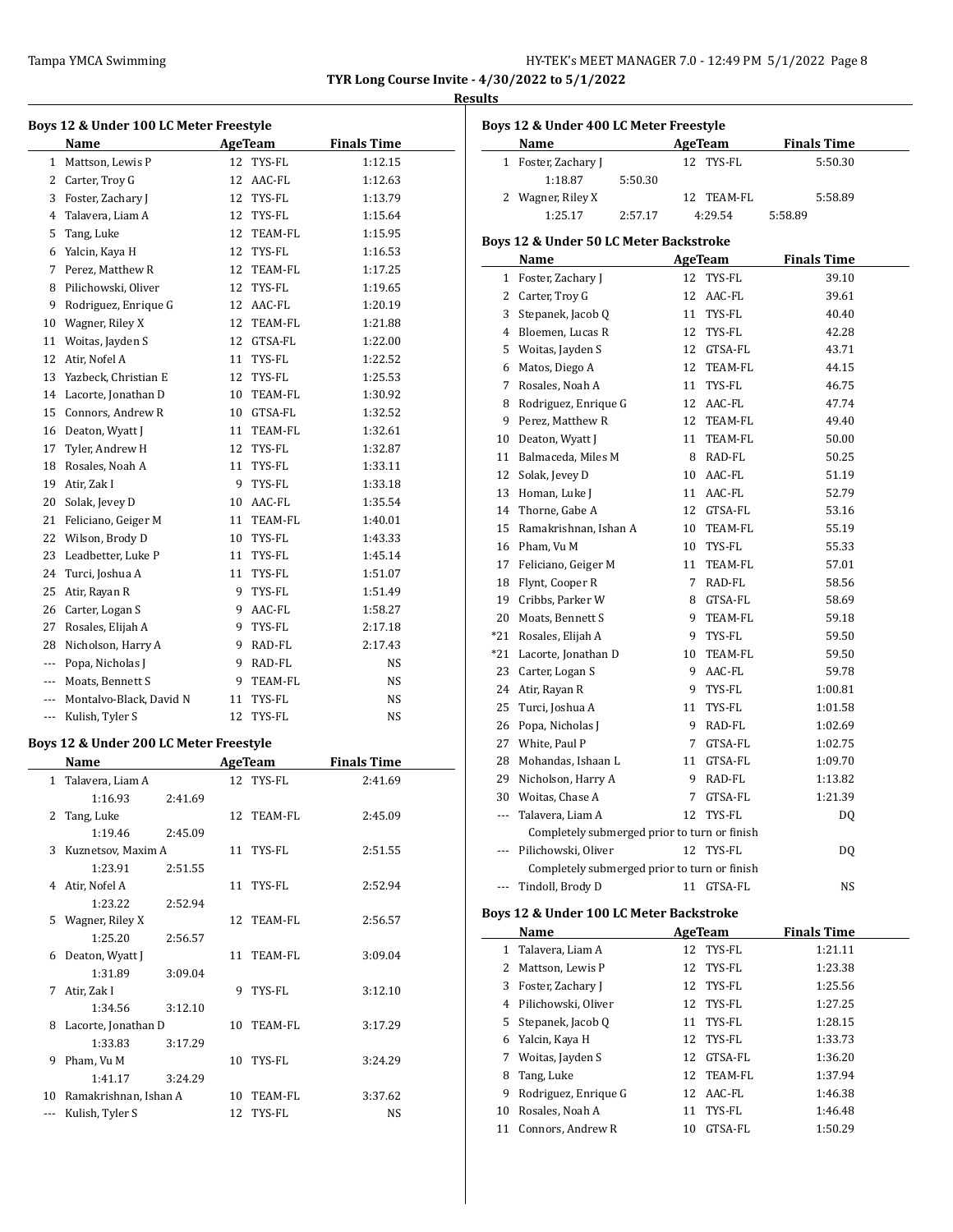**TYR Long Course Invite - 4/30/2022 to 5/1/2022**

**Results**

### Boys 12 & Under 100 LC Meter Freestyle

| | Name | Age | Team | Finals Time |
|---|---|---|---|---|
| 1 | Mattson, Lewis P | 12 | TYS-FL | 1:12.15 |
| 2 | Carter, Troy G | 12 | AAC-FL | 1:12.63 |
| 3 | Foster, Zachary J | 12 | TYS-FL | 1:13.79 |
| 4 | Talavera, Liam A | 12 | TYS-FL | 1:15.64 |
| 5 | Tang, Luke | 12 | TEAM-FL | 1:15.95 |
| 6 | Yalcin, Kaya H | 12 | TYS-FL | 1:16.53 |
| 7 | Perez, Matthew R | 12 | TEAM-FL | 1:17.25 |
| 8 | Pilichowski, Oliver | 12 | TYS-FL | 1:19.65 |
| 9 | Rodriguez, Enrique G | 12 | AAC-FL | 1:20.19 |
| 10 | Wagner, Riley X | 12 | TEAM-FL | 1:21.88 |
| 11 | Woitas, Jayden S | 12 | GTSA-FL | 1:22.00 |
| 12 | Atir, Nofel A | 11 | TYS-FL | 1:22.52 |
| 13 | Yazbeck, Christian E | 12 | TYS-FL | 1:25.53 |
| 14 | Lacorte, Jonathan D | 10 | TEAM-FL | 1:30.92 |
| 15 | Connors, Andrew R | 10 | GTSA-FL | 1:32.52 |
| 16 | Deaton, Wyatt J | 11 | TEAM-FL | 1:32.61 |
| 17 | Tyler, Andrew H | 12 | TYS-FL | 1:32.87 |
| 18 | Rosales, Noah A | 11 | TYS-FL | 1:33.11 |
| 19 | Atir, Zak I | 9 | TYS-FL | 1:33.18 |
| 20 | Solak, Jevey D | 10 | AAC-FL | 1:35.54 |
| 21 | Feliciano, Geiger M | 11 | TEAM-FL | 1:40.01 |
| 22 | Wilson, Brody D | 10 | TYS-FL | 1:43.33 |
| 23 | Leadbetter, Luke P | 11 | TYS-FL | 1:45.14 |
| 24 | Turci, Joshua A | 11 | TYS-FL | 1:51.07 |
| 25 | Atir, Rayan R | 9 | TYS-FL | 1:51.49 |
| 26 | Carter, Logan S | 9 | AAC-FL | 1:58.27 |
| 27 | Rosales, Elijah A | 9 | TYS-FL | 2:17.18 |
| 28 | Nicholson, Harry A | 9 | RAD-FL | 2:17.43 |
| --- | Popa, Nicholas J | 9 | RAD-FL | NS |
| --- | Moats, Bennett S | 9 | TEAM-FL | NS |
| --- | Montalvo-Black, David N | 11 | TYS-FL | NS |
| --- | Kulish, Tyler S | 12 | TYS-FL | NS |

### Boys 12 & Under 200 LC Meter Freestyle

| | Name | Age | Team | Finals Time |
|---|---|---|---|---|
| 1 | Talavera, Liam A | 12 | TYS-FL | 2:41.69 |
| | 1:16.93 2:41.69 | | | |
| 2 | Tang, Luke | 12 | TEAM-FL | 2:45.09 |
| | 1:19.46 2:45.09 | | | |
| 3 | Kuznetsov, Maxim A | 11 | TYS-FL | 2:51.55 |
| | 1:23.91 2:51.55 | | | |
| 4 | Atir, Nofel A | 11 | TYS-FL | 2:52.94 |
| | 1:23.22 2:52.94 | | | |
| 5 | Wagner, Riley X | 12 | TEAM-FL | 2:56.57 |
| | 1:25.20 2:56.57 | | | |
| 6 | Deaton, Wyatt J | 11 | TEAM-FL | 3:09.04 |
| | 1:31.89 3:09.04 | | | |
| 7 | Atir, Zak I | 9 | TYS-FL | 3:12.10 |
| | 1:34.56 3:12.10 | | | |
| 8 | Lacorte, Jonathan D | 10 | TEAM-FL | 3:17.29 |
| | 1:33.83 3:17.29 | | | |
| 9 | Pham, Vu M | 10 | TYS-FL | 3:24.29 |
| | 1:41.17 3:24.29 | | | |
| 10 | Ramakrishnan, Ishan A | 10 | TEAM-FL | 3:37.62 |
| --- | Kulish, Tyler S | 12 | TYS-FL | NS |

### Boys 12 & Under 400 LC Meter Freestyle

| | Name | Age | Team | Finals Time |
|---|---|---|---|---|
| 1 | Foster, Zachary J | 12 | TYS-FL | 5:50.30 |
| | 1:18.87 5:50.30 | | | |
| 2 | Wagner, Riley X | 12 | TEAM-FL | 5:58.89 |
| | 1:25.17 2:57.17 4:29.54 5:58.89 | | | |

### Boys 12 & Under 50 LC Meter Backstroke

| | Name | Age | Team | Finals Time |
|---|---|---|---|---|
| 1 | Foster, Zachary J | 12 | TYS-FL | 39.10 |
| 2 | Carter, Troy G | 12 | AAC-FL | 39.61 |
| 3 | Stepanek, Jacob Q | 11 | TYS-FL | 40.40 |
| 4 | Bloemen, Lucas R | 12 | TYS-FL | 42.28 |
| 5 | Woitas, Jayden S | 12 | GTSA-FL | 43.71 |
| 6 | Matos, Diego A | 12 | TEAM-FL | 44.15 |
| 7 | Rosales, Noah A | 11 | TYS-FL | 46.75 |
| 8 | Rodriguez, Enrique G | 12 | AAC-FL | 47.74 |
| 9 | Perez, Matthew R | 12 | TEAM-FL | 49.40 |
| 10 | Deaton, Wyatt J | 11 | TEAM-FL | 50.00 |
| 11 | Balmaceda, Miles M | 8 | RAD-FL | 50.25 |
| 12 | Solak, Jevey D | 10 | AAC-FL | 51.19 |
| 13 | Homan, Luke J | 11 | AAC-FL | 52.79 |
| 14 | Thorne, Gabe A | 12 | GTSA-FL | 53.16 |
| 15 | Ramakrishnan, Ishan A | 10 | TEAM-FL | 55.19 |
| 16 | Pham, Vu M | 10 | TYS-FL | 55.33 |
| 17 | Feliciano, Geiger M | 11 | TEAM-FL | 57.01 |
| 18 | Flynt, Cooper R | 7 | RAD-FL | 58.56 |
| 19 | Cribbs, Parker W | 8 | GTSA-FL | 58.69 |
| 20 | Moats, Bennett S | 9 | TEAM-FL | 59.18 |
| *21 | Rosales, Elijah A | 9 | TYS-FL | 59.50 |
| *21 | Lacorte, Jonathan D | 10 | TEAM-FL | 59.50 |
| 23 | Carter, Logan S | 9 | AAC-FL | 59.78 |
| 24 | Atir, Rayan R | 9 | TYS-FL | 1:00.81 |
| 25 | Turci, Joshua A | 11 | TYS-FL | 1:01.58 |
| 26 | Popa, Nicholas J | 9 | RAD-FL | 1:02.69 |
| 27 | White, Paul P | 7 | GTSA-FL | 1:02.75 |
| 28 | Mohandas, Ishaan L | 11 | GTSA-FL | 1:09.70 |
| 29 | Nicholson, Harry A | 9 | RAD-FL | 1:13.82 |
| 30 | Woitas, Chase A | 7 | GTSA-FL | 1:21.39 |
| --- | Talavera, Liam A | 12 | TYS-FL | DQ |
| | Completely submerged prior to turn or finish | | | |
| --- | Pilichowski, Oliver | 12 | TYS-FL | DQ |
| | Completely submerged prior to turn or finish | | | |
| --- | Tindoll, Brody D | 11 | GTSA-FL | NS |

### Boys 12 & Under 100 LC Meter Backstroke

| | Name | Age | Team | Finals Time |
|---|---|---|---|---|
| 1 | Talavera, Liam A | 12 | TYS-FL | 1:21.11 |
| 2 | Mattson, Lewis P | 12 | TYS-FL | 1:23.38 |
| 3 | Foster, Zachary J | 12 | TYS-FL | 1:25.56 |
| 4 | Pilichowski, Oliver | 12 | TYS-FL | 1:27.25 |
| 5 | Stepanek, Jacob Q | 11 | TYS-FL | 1:28.15 |
| 6 | Yalcin, Kaya H | 12 | TYS-FL | 1:33.73 |
| 7 | Woitas, Jayden S | 12 | GTSA-FL | 1:36.20 |
| 8 | Tang, Luke | 12 | TEAM-FL | 1:37.94 |
| 9 | Rodriguez, Enrique G | 12 | AAC-FL | 1:46.38 |
| 10 | Rosales, Noah A | 11 | TYS-FL | 1:46.48 |
| 11 | Connors, Andrew R | 10 | GTSA-FL | 1:50.29 |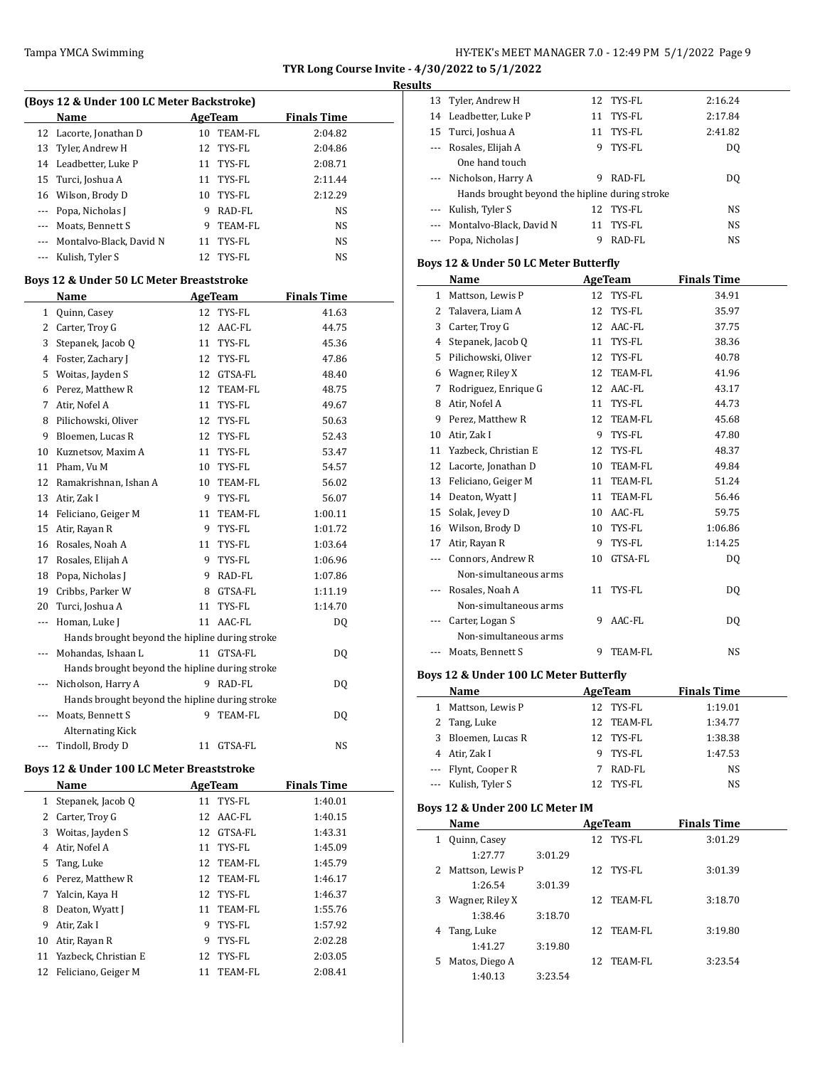**TYR Long Course Invite - 4/30/2022 to 5/1/2022**

**Results**

### (Boys 12 & Under 100 LC Meter Backstroke)

| | Name | Age | Team | Finals Time |
|---|---|---|---|---|
| 12 | Lacorte, Jonathan D | 10 | TEAM-FL | 2:04.82 |
| 13 | Tyler, Andrew H | 12 | TYS-FL | 2:04.86 |
| 14 | Leadbetter, Luke P | 11 | TYS-FL | 2:08.71 |
| 15 | Turci, Joshua A | 11 | TYS-FL | 2:11.44 |
| 16 | Wilson, Brody D | 10 | TYS-FL | 2:12.29 |
| --- | Popa, Nicholas J | 9 | RAD-FL | NS |
| --- | Moats, Bennett S | 9 | TEAM-FL | NS |
| --- | Montalvo-Black, David N | 11 | TYS-FL | NS |
| --- | Kulish, Tyler S | 12 | TYS-FL | NS |

### Boys 12 & Under 50 LC Meter Breaststroke

| | Name | Age | Team | Finals Time |
|---|---|---|---|---|
| 1 | Quinn, Casey | 12 | TYS-FL | 41.63 |
| 2 | Carter, Troy G | 12 | AAC-FL | 44.75 |
| 3 | Stepanek, Jacob Q | 11 | TYS-FL | 45.36 |
| 4 | Foster, Zachary J | 12 | TYS-FL | 47.86 |
| 5 | Woitas, Jayden S | 12 | GTSA-FL | 48.40 |
| 6 | Perez, Matthew R | 12 | TEAM-FL | 48.75 |
| 7 | Atir, Nofel A | 11 | TYS-FL | 49.67 |
| 8 | Pilichowski, Oliver | 12 | TYS-FL | 50.63 |
| 9 | Bloemen, Lucas R | 12 | TYS-FL | 52.43 |
| 10 | Kuznetsov, Maxim A | 11 | TYS-FL | 53.47 |
| 11 | Pham, Vu M | 10 | TYS-FL | 54.57 |
| 12 | Ramakrishnan, Ishan A | 10 | TEAM-FL | 56.02 |
| 13 | Atir, Zak I | 9 | TYS-FL | 56.07 |
| 14 | Feliciano, Geiger M | 11 | TEAM-FL | 1:00.11 |
| 15 | Atir, Rayan R | 9 | TYS-FL | 1:01.72 |
| 16 | Rosales, Noah A | 11 | TYS-FL | 1:03.64 |
| 17 | Rosales, Elijah A | 9 | TYS-FL | 1:06.96 |
| 18 | Popa, Nicholas J | 9 | RAD-FL | 1:07.86 |
| 19 | Cribbs, Parker W | 8 | GTSA-FL | 1:11.19 |
| 20 | Turci, Joshua A | 11 | TYS-FL | 1:14.70 |
| --- | Homan, Luke J | 11 | AAC-FL | DQ |
| | Hands brought beyond the hipline during stroke | | | |
| --- | Mohandas, Ishaan L | 11 | GTSA-FL | DQ |
| | Hands brought beyond the hipline during stroke | | | |
| --- | Nicholson, Harry A | 9 | RAD-FL | DQ |
| | Hands brought beyond the hipline during stroke | | | |
| --- | Moats, Bennett S | 9 | TEAM-FL | DQ |
| | Alternating Kick | | | |
| --- | Tindoll, Brody D | 11 | GTSA-FL | NS |

### Boys 12 & Under 100 LC Meter Breaststroke

| | Name | Age | Team | Finals Time |
|---|---|---|---|---|
| 1 | Stepanek, Jacob Q | 11 | TYS-FL | 1:40.01 |
| 2 | Carter, Troy G | 12 | AAC-FL | 1:40.15 |
| 3 | Woitas, Jayden S | 12 | GTSA-FL | 1:43.31 |
| 4 | Atir, Nofel A | 11 | TYS-FL | 1:45.09 |
| 5 | Tang, Luke | 12 | TEAM-FL | 1:45.79 |
| 6 | Perez, Matthew R | 12 | TEAM-FL | 1:46.17 |
| 7 | Yalcin, Kaya H | 12 | TYS-FL | 1:46.37 |
| 8 | Deaton, Wyatt J | 11 | TEAM-FL | 1:55.76 |
| 9 | Atir, Zak I | 9 | TYS-FL | 1:57.92 |
| 10 | Atir, Rayan R | 9 | TYS-FL | 2:02.28 |
| 11 | Yazbeck, Christian E | 12 | TYS-FL | 2:03.05 |
| 12 | Feliciano, Geiger M | 11 | TEAM-FL | 2:08.41 |
| 13 | Tyler, Andrew H | 12 | TYS-FL | 2:16.24 |
| 14 | Leadbetter, Luke P | 11 | TYS-FL | 2:17.84 |
| 15 | Turci, Joshua A | 11 | TYS-FL | 2:41.82 |
| --- | Rosales, Elijah A | 9 | TYS-FL | DQ |
| | One hand touch | | | |
| --- | Nicholson, Harry A | 9 | RAD-FL | DQ |
| | Hands brought beyond the hipline during stroke | | | |
| --- | Kulish, Tyler S | 12 | TYS-FL | NS |
| --- | Montalvo-Black, David N | 11 | TYS-FL | NS |
| --- | Popa, Nicholas J | 9 | RAD-FL | NS |

### Boys 12 & Under 50 LC Meter Butterfly

| | Name | Age | Team | Finals Time |
|---|---|---|---|---|
| 1 | Mattson, Lewis P | 12 | TYS-FL | 34.91 |
| 2 | Talavera, Liam A | 12 | TYS-FL | 35.97 |
| 3 | Carter, Troy G | 12 | AAC-FL | 37.75 |
| 4 | Stepanek, Jacob Q | 11 | TYS-FL | 38.36 |
| 5 | Pilichowski, Oliver | 12 | TYS-FL | 40.78 |
| 6 | Wagner, Riley X | 12 | TEAM-FL | 41.96 |
| 7 | Rodriguez, Enrique G | 12 | AAC-FL | 43.17 |
| 8 | Atir, Nofel A | 11 | TYS-FL | 44.73 |
| 9 | Perez, Matthew R | 12 | TEAM-FL | 45.68 |
| 10 | Atir, Zak I | 9 | TYS-FL | 47.80 |
| 11 | Yazbeck, Christian E | 12 | TYS-FL | 48.37 |
| 12 | Lacorte, Jonathan D | 10 | TEAM-FL | 49.84 |
| 13 | Feliciano, Geiger M | 11 | TEAM-FL | 51.24 |
| 14 | Deaton, Wyatt J | 11 | TEAM-FL | 56.46 |
| 15 | Solak, Jevey D | 10 | AAC-FL | 59.75 |
| 16 | Wilson, Brody D | 10 | TYS-FL | 1:06.86 |
| 17 | Atir, Rayan R | 9 | TYS-FL | 1:14.25 |
| --- | Connors, Andrew R | 10 | GTSA-FL | DQ |
| | Non-simultaneous arms | | | |
| --- | Rosales, Noah A | 11 | TYS-FL | DQ |
| | Non-simultaneous arms | | | |
| --- | Carter, Logan S | 9 | AAC-FL | DQ |
| | Non-simultaneous arms | | | |
| --- | Moats, Bennett S | 9 | TEAM-FL | NS |

### Boys 12 & Under 100 LC Meter Butterfly

| | Name | Age | Team | Finals Time |
|---|---|---|---|---|
| 1 | Mattson, Lewis P | 12 | TYS-FL | 1:19.01 |
| 2 | Tang, Luke | 12 | TEAM-FL | 1:34.77 |
| 3 | Bloemen, Lucas R | 12 | TYS-FL | 1:38.38 |
| 4 | Atir, Zak I | 9 | TYS-FL | 1:47.53 |
| --- | Flynt, Cooper R | 7 | RAD-FL | NS |
| --- | Kulish, Tyler S | 12 | TYS-FL | NS |

### Boys 12 & Under 200 LC Meter IM

| | Name | Age | Team | Finals Time |
|---|---|---|---|---|
| 1 | Quinn, Casey | 12 | TYS-FL | 3:01.29 |
| | 1:27.77 3:01.29 | | | |
| 2 | Mattson, Lewis P | 12 | TYS-FL | 3:01.39 |
| | 1:26.54 3:01.39 | | | |
| 3 | Wagner, Riley X | 12 | TEAM-FL | 3:18.70 |
| | 1:38.46 3:18.70 | | | |
| 4 | Tang, Luke | 12 | TEAM-FL | 3:19.80 |
| | 1:41.27 3:19.80 | | | |
| 5 | Matos, Diego A | 12 | TEAM-FL | 3:23.54 |
| | 1:40.13 3:23.54 | | | |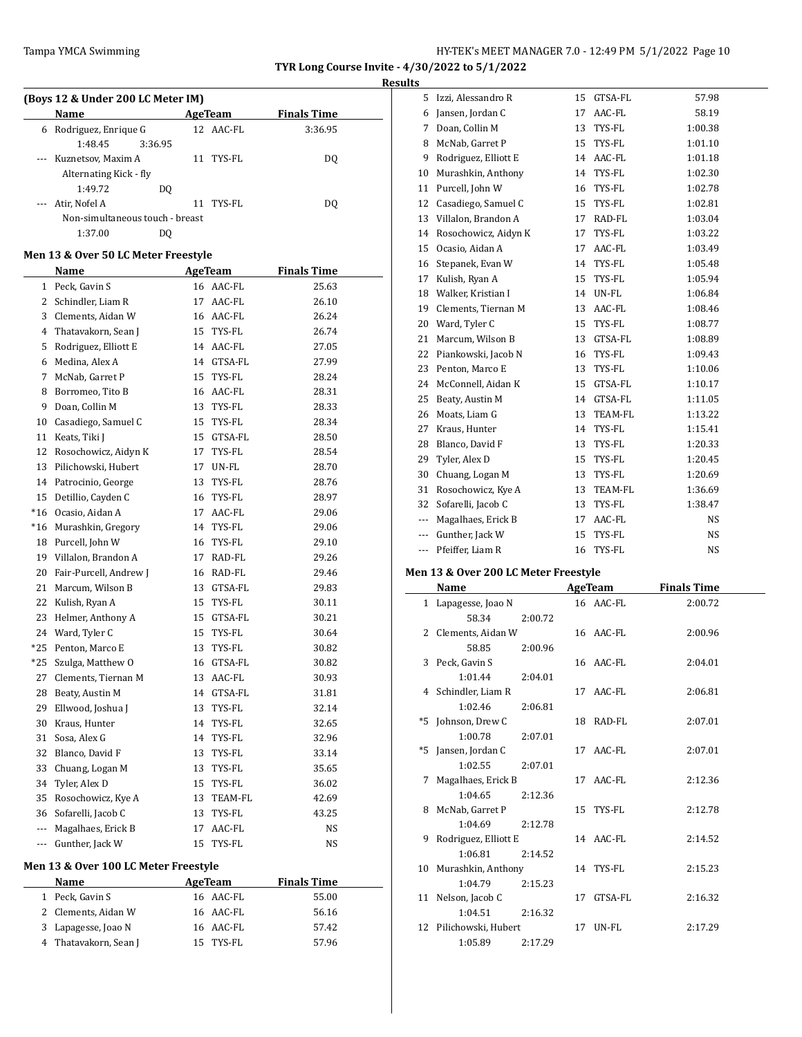TYR Long Course Invite - 4/30/2022 to 5/1/2022

Results

### (Boys 12 & Under 200 LC Meter IM)

| | Name | Age | Team | Finals Time |
|---|---|---|---|---|
| 6 | Rodriguez, Enrique G | 12 | AAC-FL | 3:36.95 |
| | 1:48.45 3:36.95 | | | |
| --- | Kuznetsov, Maxim A | 11 | TYS-FL | DQ |
| | Alternating Kick - fly | | | |
| | 1:49.72 DQ | | | |
| --- | Atir, Nofel A | 11 | TYS-FL | DQ |
| | Non-simultaneous touch - breast | | | |
| | 1:37.00 DQ | | | |

### Men 13 & Over 50 LC Meter Freestyle

| | Name | Age | Team | Finals Time |
|---|---|---|---|---|
| 1 | Peck, Gavin S | 16 | AAC-FL | 25.63 |
| 2 | Schindler, Liam R | 17 | AAC-FL | 26.10 |
| 3 | Clements, Aidan W | 16 | AAC-FL | 26.24 |
| 4 | Thatavakorn, Sean J | 15 | TYS-FL | 26.74 |
| 5 | Rodriguez, Elliott E | 14 | AAC-FL | 27.05 |
| 6 | Medina, Alex A | 14 | GTSA-FL | 27.99 |
| 7 | McNab, Garret P | 15 | TYS-FL | 28.24 |
| 8 | Borromeo, Tito B | 16 | AAC-FL | 28.31 |
| 9 | Doan, Collin M | 13 | TYS-FL | 28.33 |
| 10 | Casadiego, Samuel C | 15 | TYS-FL | 28.34 |
| 11 | Keats, Tiki J | 15 | GTSA-FL | 28.50 |
| 12 | Rosochowicz, Aidyn K | 17 | TYS-FL | 28.54 |
| 13 | Pilichowski, Hubert | 17 | UN-FL | 28.70 |
| 14 | Patrocinio, George | 13 | TYS-FL | 28.76 |
| 15 | Detillio, Cayden C | 16 | TYS-FL | 28.97 |
| *16 | Ocasio, Aidan A | 17 | AAC-FL | 29.06 |
| *16 | Murashkin, Gregory | 14 | TYS-FL | 29.06 |
| 18 | Purcell, John W | 16 | TYS-FL | 29.10 |
| 19 | Villalon, Brandon A | 17 | RAD-FL | 29.26 |
| 20 | Fair-Purcell, Andrew J | 16 | RAD-FL | 29.46 |
| 21 | Marcum, Wilson B | 13 | GTSA-FL | 29.83 |
| 22 | Kulish, Ryan A | 15 | TYS-FL | 30.11 |
| 23 | Helmer, Anthony A | 15 | GTSA-FL | 30.21 |
| 24 | Ward, Tyler C | 15 | TYS-FL | 30.64 |
| *25 | Penton, Marco E | 13 | TYS-FL | 30.82 |
| *25 | Szulga, Matthew O | 16 | GTSA-FL | 30.82 |
| 27 | Clements, Tiernan M | 13 | AAC-FL | 30.93 |
| 28 | Beaty, Austin M | 14 | GTSA-FL | 31.81 |
| 29 | Ellwood, Joshua J | 13 | TYS-FL | 32.14 |
| 30 | Kraus, Hunter | 14 | TYS-FL | 32.65 |
| 31 | Sosa, Alex G | 14 | TYS-FL | 32.96 |
| 32 | Blanco, David F | 13 | TYS-FL | 33.14 |
| 33 | Chuang, Logan M | 13 | TYS-FL | 35.65 |
| 34 | Tyler, Alex D | 15 | TYS-FL | 36.02 |
| 35 | Rosochowicz, Kye A | 13 | TEAM-FL | 42.69 |
| 36 | Sofarelli, Jacob C | 13 | TYS-FL | 43.25 |
| --- | Magalhaes, Erick B | 17 | AAC-FL | NS |
| --- | Gunther, Jack W | 15 | TYS-FL | NS |

### Men 13 & Over 100 LC Meter Freestyle

| | Name | Age | Team | Finals Time |
|---|---|---|---|---|
| 1 | Peck, Gavin S | 16 | AAC-FL | 55.00 |
| 2 | Clements, Aidan W | 16 | AAC-FL | 56.16 |
| 3 | Lapagesse, Joao N | 16 | AAC-FL | 57.42 |
| 4 | Thatavakorn, Sean J | 15 | TYS-FL | 57.96 |
| 5 | Izzi, Alessandro R | 15 | GTSA-FL | 57.98 |
| 6 | Jansen, Jordan C | 17 | AAC-FL | 58.19 |
| 7 | Doan, Collin M | 13 | TYS-FL | 1:00.38 |
| 8 | McNab, Garret P | 15 | TYS-FL | 1:01.10 |
| 9 | Rodriguez, Elliott E | 14 | AAC-FL | 1:01.18 |
| 10 | Murashkin, Anthony | 14 | TYS-FL | 1:02.30 |
| 11 | Purcell, John W | 16 | TYS-FL | 1:02.78 |
| 12 | Casadiego, Samuel C | 15 | TYS-FL | 1:02.81 |
| 13 | Villalon, Brandon A | 17 | RAD-FL | 1:03.04 |
| 14 | Rosochowicz, Aidyn K | 17 | TYS-FL | 1:03.22 |
| 15 | Ocasio, Aidan A | 17 | AAC-FL | 1:03.49 |
| 16 | Stepanek, Evan W | 14 | TYS-FL | 1:05.48 |
| 17 | Kulish, Ryan A | 15 | TYS-FL | 1:05.94 |
| 18 | Walker, Kristian I | 14 | UN-FL | 1:06.84 |
| 19 | Clements, Tiernan M | 13 | AAC-FL | 1:08.46 |
| 20 | Ward, Tyler C | 15 | TYS-FL | 1:08.77 |
| 21 | Marcum, Wilson B | 13 | GTSA-FL | 1:08.89 |
| 22 | Piankowski, Jacob N | 16 | TYS-FL | 1:09.43 |
| 23 | Penton, Marco E | 13 | TYS-FL | 1:10.06 |
| 24 | McConnell, Aidan K | 15 | GTSA-FL | 1:10.17 |
| 25 | Beaty, Austin M | 14 | GTSA-FL | 1:11.05 |
| 26 | Moats, Liam G | 13 | TEAM-FL | 1:13.22 |
| 27 | Kraus, Hunter | 14 | TYS-FL | 1:15.41 |
| 28 | Blanco, David F | 13 | TYS-FL | 1:20.33 |
| 29 | Tyler, Alex D | 15 | TYS-FL | 1:20.45 |
| 30 | Chuang, Logan M | 13 | TYS-FL | 1:20.69 |
| 31 | Rosochowicz, Kye A | 13 | TEAM-FL | 1:36.69 |
| 32 | Sofarelli, Jacob C | 13 | TYS-FL | 1:38.47 |
| --- | Magalhaes, Erick B | 17 | AAC-FL | NS |
| --- | Gunther, Jack W | 15 | TYS-FL | NS |
| --- | Pfeiffer, Liam R | 16 | TYS-FL | NS |

### Men 13 & Over 200 LC Meter Freestyle

| | Name | Age | Team | Finals Time |
|---|---|---|---|---|
| 1 | Lapagesse, Joao N | 16 | AAC-FL | 2:00.72 |
| | 58.34 2:00.72 | | | |
| 2 | Clements, Aidan W | 16 | AAC-FL | 2:00.96 |
| | 58.85 2:00.96 | | | |
| 3 | Peck, Gavin S | 16 | AAC-FL | 2:04.01 |
| | 1:01.44 2:04.01 | | | |
| 4 | Schindler, Liam R | 17 | AAC-FL | 2:06.81 |
| | 1:02.46 2:06.81 | | | |
| *5 | Johnson, Drew C | 18 | RAD-FL | 2:07.01 |
| | 1:00.78 2:07.01 | | | |
| *5 | Jansen, Jordan C | 17 | AAC-FL | 2:07.01 |
| | 1:02.55 2:07.01 | | | |
| 7 | Magalhaes, Erick B | 17 | AAC-FL | 2:12.36 |
| | 1:04.65 2:12.36 | | | |
| 8 | McNab, Garret P | 15 | TYS-FL | 2:12.78 |
| | 1:04.69 2:12.78 | | | |
| 9 | Rodriguez, Elliott E | 14 | AAC-FL | 2:14.52 |
| | 1:06.81 2:14.52 | | | |
| 10 | Murashkin, Anthony | 14 | TYS-FL | 2:15.23 |
| | 1:04.79 2:15.23 | | | |
| 11 | Nelson, Jacob C | 17 | GTSA-FL | 2:16.32 |
| | 1:04.51 2:16.32 | | | |
| 12 | Pilichowski, Hubert | 17 | UN-FL | 2:17.29 |
| | 1:05.89 2:17.29 | | | |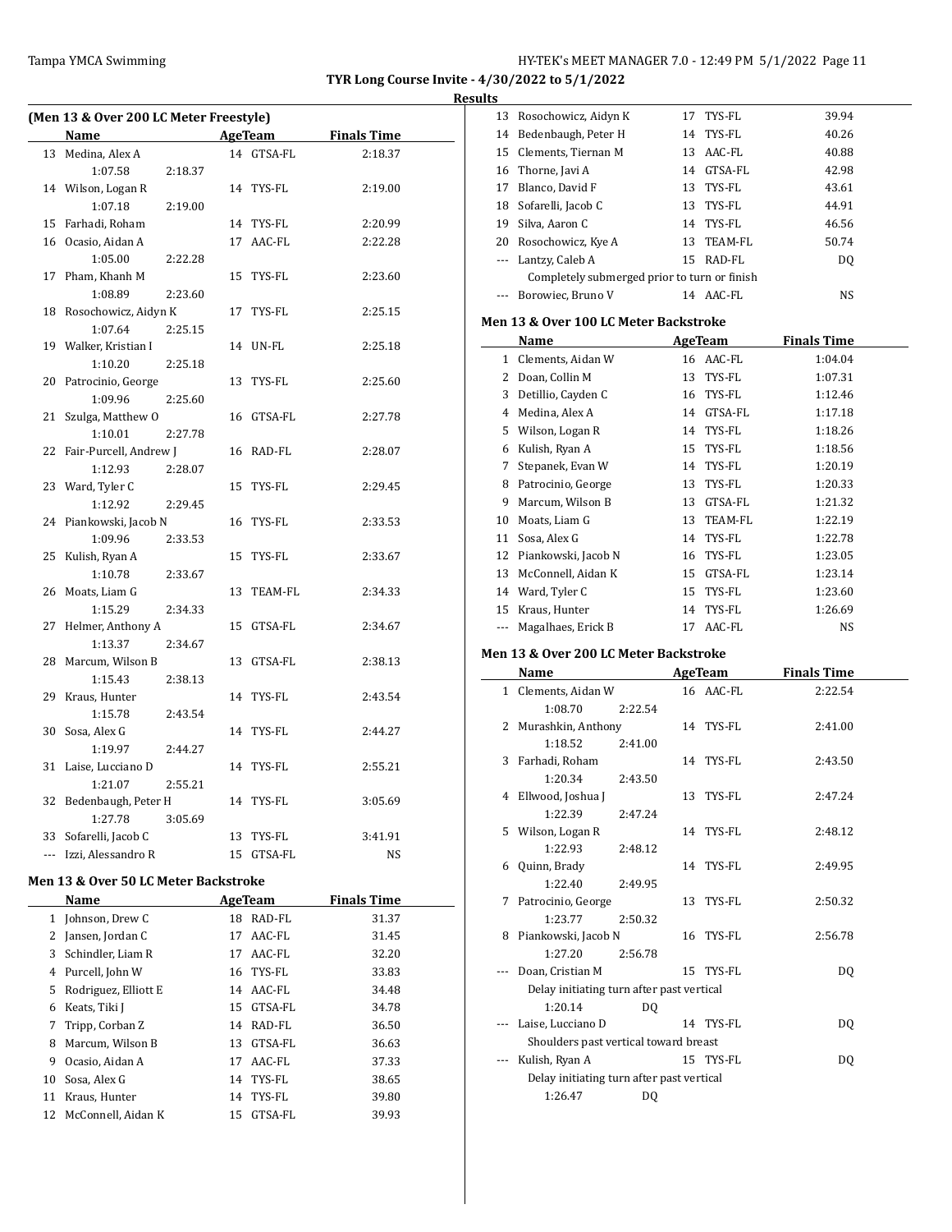**TYR Long Course Invite - 4/30/2022 to 5/1/2022**

**Results**

### (Men 13 & Over 200 LC Meter Freestyle)

| | Name | Age | Team | Finals Time |
|---|---|---|---|---|
| 13 | Medina, Alex A | 14 | GTSA-FL | 2:18.37 |
| | 1:07.58 2:18.37 | | | |
| 14 | Wilson, Logan R | 14 | TYS-FL | 2:19.00 |
| | 1:07.18 2:19.00 | | | |
| 15 | Farhadi, Roham | 14 | TYS-FL | 2:20.99 |
| 16 | Ocasio, Aidan A | 17 | AAC-FL | 2:22.28 |
| | 1:05.00 2:22.28 | | | |
| 17 | Pham, Khanh M | 15 | TYS-FL | 2:23.60 |
| | 1:08.89 2:23.60 | | | |
| 18 | Rosochowicz, Aidyn K | 17 | TYS-FL | 2:25.15 |
| | 1:07.64 2:25.15 | | | |
| 19 | Walker, Kristian I | 14 | UN-FL | 2:25.18 |
| | 1:10.20 2:25.18 | | | |
| 20 | Patrocinio, George | 13 | TYS-FL | 2:25.60 |
| | 1:09.96 2:25.60 | | | |
| 21 | Szulga, Matthew O | 16 | GTSA-FL | 2:27.78 |
| | 1:10.01 2:27.78 | | | |
| 22 | Fair-Purcell, Andrew J | 16 | RAD-FL | 2:28.07 |
| | 1:12.93 2:28.07 | | | |
| 23 | Ward, Tyler C | 15 | TYS-FL | 2:29.45 |
| | 1:12.92 2:29.45 | | | |
| 24 | Piankowski, Jacob N | 16 | TYS-FL | 2:33.53 |
| | 1:09.96 2:33.53 | | | |
| 25 | Kulish, Ryan A | 15 | TYS-FL | 2:33.67 |
| | 1:10.78 2:33.67 | | | |
| 26 | Moats, Liam G | 13 | TEAM-FL | 2:34.33 |
| | 1:15.29 2:34.33 | | | |
| 27 | Helmer, Anthony A | 15 | GTSA-FL | 2:34.67 |
| | 1:13.37 2:34.67 | | | |
| 28 | Marcum, Wilson B | 13 | GTSA-FL | 2:38.13 |
| | 1:15.43 2:38.13 | | | |
| 29 | Kraus, Hunter | 14 | TYS-FL | 2:43.54 |
| | 1:15.78 2:43.54 | | | |
| 30 | Sosa, Alex G | 14 | TYS-FL | 2:44.27 |
| | 1:19.97 2:44.27 | | | |
| 31 | Laise, Lucciano D | 14 | TYS-FL | 2:55.21 |
| | 1:21.07 2:55.21 | | | |
| 32 | Bedenbaugh, Peter H | 14 | TYS-FL | 3:05.69 |
| | 1:27.78 3:05.69 | | | |
| 33 | Sofarelli, Jacob C | 13 | TYS-FL | 3:41.91 |
| --- | Izzi, Alessandro R | 15 | GTSA-FL | NS |

### Men 13 & Over 50 LC Meter Backstroke

| | Name | Age | Team | Finals Time |
|---|---|---|---|---|
| 1 | Johnson, Drew C | 18 | RAD-FL | 31.37 |
| 2 | Jansen, Jordan C | 17 | AAC-FL | 31.45 |
| 3 | Schindler, Liam R | 17 | AAC-FL | 32.20 |
| 4 | Purcell, John W | 16 | TYS-FL | 33.83 |
| 5 | Rodriguez, Elliott E | 14 | AAC-FL | 34.48 |
| 6 | Keats, Tiki J | 15 | GTSA-FL | 34.78 |
| 7 | Tripp, Corban Z | 14 | RAD-FL | 36.50 |
| 8 | Marcum, Wilson B | 13 | GTSA-FL | 36.63 |
| 9 | Ocasio, Aidan A | 17 | AAC-FL | 37.33 |
| 10 | Sosa, Alex G | 14 | TYS-FL | 38.65 |
| 11 | Kraus, Hunter | 14 | TYS-FL | 39.80 |
| 12 | McConnell, Aidan K | 15 | GTSA-FL | 39.93 |
| 13 | Rosochowicz, Aidyn K | 17 | TYS-FL | 39.94 |
| 14 | Bedenbaugh, Peter H | 14 | TYS-FL | 40.26 |
| 15 | Clements, Tiernan M | 13 | AAC-FL | 40.88 |
| 16 | Thorne, Javi A | 14 | GTSA-FL | 42.98 |
| 17 | Blanco, David F | 13 | TYS-FL | 43.61 |
| 18 | Sofarelli, Jacob C | 13 | TYS-FL | 44.91 |
| 19 | Silva, Aaron C | 14 | TYS-FL | 46.56 |
| 20 | Rosochowicz, Kye A | 13 | TEAM-FL | 50.74 |
| --- | Lantzy, Caleb A | 15 | RAD-FL | DQ |
| | Completely submerged prior to turn or finish | | | |
| --- | Borowiec, Bruno V | 14 | AAC-FL | NS |

### Men 13 & Over 100 LC Meter Backstroke

| | Name | Age | Team | Finals Time |
|---|---|---|---|---|
| 1 | Clements, Aidan W | 16 | AAC-FL | 1:04.04 |
| 2 | Doan, Collin M | 13 | TYS-FL | 1:07.31 |
| 3 | Detillio, Cayden C | 16 | TYS-FL | 1:12.46 |
| 4 | Medina, Alex A | 14 | GTSA-FL | 1:17.18 |
| 5 | Wilson, Logan R | 14 | TYS-FL | 1:18.26 |
| 6 | Kulish, Ryan A | 15 | TYS-FL | 1:18.56 |
| 7 | Stepanek, Evan W | 14 | TYS-FL | 1:20.19 |
| 8 | Patrocinio, George | 13 | TYS-FL | 1:20.33 |
| 9 | Marcum, Wilson B | 13 | GTSA-FL | 1:21.32 |
| 10 | Moats, Liam G | 13 | TEAM-FL | 1:22.19 |
| 11 | Sosa, Alex G | 14 | TYS-FL | 1:22.78 |
| 12 | Piankowski, Jacob N | 16 | TYS-FL | 1:23.05 |
| 13 | McConnell, Aidan K | 15 | GTSA-FL | 1:23.14 |
| 14 | Ward, Tyler C | 15 | TYS-FL | 1:23.60 |
| 15 | Kraus, Hunter | 14 | TYS-FL | 1:26.69 |
| --- | Magalhaes, Erick B | 17 | AAC-FL | NS |

### Men 13 & Over 200 LC Meter Backstroke

| | Name | Age | Team | Finals Time |
|---|---|---|---|---|
| 1 | Clements, Aidan W | 16 | AAC-FL | 2:22.54 |
| | 1:08.70 2:22.54 | | | |
| 2 | Murashkin, Anthony | 14 | TYS-FL | 2:41.00 |
| | 1:18.52 2:41.00 | | | |
| 3 | Farhadi, Roham | 14 | TYS-FL | 2:43.50 |
| | 1:20.34 2:43.50 | | | |
| 4 | Ellwood, Joshua J | 13 | TYS-FL | 2:47.24 |
| | 1:22.39 2:47.24 | | | |
| 5 | Wilson, Logan R | 14 | TYS-FL | 2:48.12 |
| | 1:22.93 2:48.12 | | | |
| 6 | Quinn, Brady | 14 | TYS-FL | 2:49.95 |
| | 1:22.40 2:49.95 | | | |
| 7 | Patrocinio, George | 13 | TYS-FL | 2:50.32 |
| | 1:23.77 2:50.32 | | | |
| 8 | Piankowski, Jacob N | 16 | TYS-FL | 2:56.78 |
| | 1:27.20 2:56.78 | | | |
| --- | Doan, Cristian M | 15 | TYS-FL | DQ |
| | Delay initiating turn after past vertical | | | |
| | 1:20.14 DQ | | | |
| --- | Laise, Lucciano D | 14 | TYS-FL | DQ |
| | Shoulders past vertical toward breast | | | |
| --- | Kulish, Ryan A | 15 | TYS-FL | DQ |
| | Delay initiating turn after past vertical | | | |
| | 1:26.47 DQ | | | |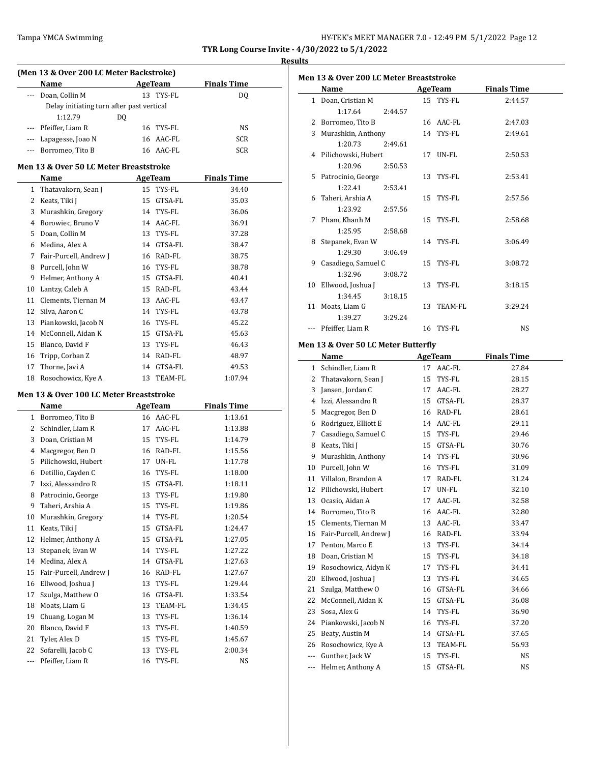TYR Long Course Invite - 4/30/2022 to 5/1/2022

**Results**

### (Men 13 & Over 200 LC Meter Backstroke)

| | Name | Age | Team | Finals Time |
|---|---|---|---|---|
| --- | Doan, Collin M | 13 | TYS-FL | DQ |
| | Delay initiating turn after past vertical | | | |
| | 1:12.79 | | | DQ |
| --- | Pfeiffer, Liam R | 16 | TYS-FL | NS |
| --- | Lapagesse, Joao N | 16 | AAC-FL | SCR |
| --- | Borromeo, Tito B | 16 | AAC-FL | SCR |

### Men 13 & Over 50 LC Meter Breaststroke

| | Name | Age | Team | Finals Time |
|---|---|---|---|---|
| 1 | Thatavakorn, Sean J | 15 | TYS-FL | 34.40 |
| 2 | Keats, Tiki J | 15 | GTSA-FL | 35.03 |
| 3 | Murashkin, Gregory | 14 | TYS-FL | 36.06 |
| 4 | Borowiec, Bruno V | 14 | AAC-FL | 36.91 |
| 5 | Doan, Collin M | 13 | TYS-FL | 37.28 |
| 6 | Medina, Alex A | 14 | GTSA-FL | 38.47 |
| 7 | Fair-Purcell, Andrew J | 16 | RAD-FL | 38.75 |
| 8 | Purcell, John W | 16 | TYS-FL | 38.78 |
| 9 | Helmer, Anthony A | 15 | GTSA-FL | 40.41 |
| 10 | Lantzy, Caleb A | 15 | RAD-FL | 43.44 |
| 11 | Clements, Tiernan M | 13 | AAC-FL | 43.47 |
| 12 | Silva, Aaron C | 14 | TYS-FL | 43.78 |
| 13 | Piankowski, Jacob N | 16 | TYS-FL | 45.22 |
| 14 | McConnell, Aidan K | 15 | GTSA-FL | 45.63 |
| 15 | Blanco, David F | 13 | TYS-FL | 46.43 |
| 16 | Tripp, Corban Z | 14 | RAD-FL | 48.97 |
| 17 | Thorne, Javi A | 14 | GTSA-FL | 49.53 |
| 18 | Rosochowicz, Kye A | 13 | TEAM-FL | 1:07.94 |

### Men 13 & Over 100 LC Meter Breaststroke

| | Name | Age | Team | Finals Time |
|---|---|---|---|---|
| 1 | Borromeo, Tito B | 16 | AAC-FL | 1:13.61 |
| 2 | Schindler, Liam R | 17 | AAC-FL | 1:13.88 |
| 3 | Doan, Cristian M | 15 | TYS-FL | 1:14.79 |
| 4 | Macgregor, Ben D | 16 | RAD-FL | 1:15.56 |
| 5 | Pilichowski, Hubert | 17 | UN-FL | 1:17.78 |
| 6 | Detillio, Cayden C | 16 | TYS-FL | 1:18.00 |
| 7 | Izzi, Alessandro R | 15 | GTSA-FL | 1:18.11 |
| 8 | Patrocinio, George | 13 | TYS-FL | 1:19.80 |
| 9 | Taheri, Arshia A | 15 | TYS-FL | 1:19.86 |
| 10 | Murashkin, Gregory | 14 | TYS-FL | 1:20.54 |
| 11 | Keats, Tiki J | 15 | GTSA-FL | 1:24.47 |
| 12 | Helmer, Anthony A | 15 | GTSA-FL | 1:27.05 |
| 13 | Stepanek, Evan W | 14 | TYS-FL | 1:27.22 |
| 14 | Medina, Alex A | 14 | GTSA-FL | 1:27.63 |
| 15 | Fair-Purcell, Andrew J | 16 | RAD-FL | 1:27.67 |
| 16 | Ellwood, Joshua J | 13 | TYS-FL | 1:29.44 |
| 17 | Szulga, Matthew O | 16 | GTSA-FL | 1:33.54 |
| 18 | Moats, Liam G | 13 | TEAM-FL | 1:34.45 |
| 19 | Chuang, Logan M | 13 | TYS-FL | 1:36.14 |
| 20 | Blanco, David F | 13 | TYS-FL | 1:40.59 |
| 21 | Tyler, Alex D | 15 | TYS-FL | 1:45.67 |
| 22 | Sofarelli, Jacob C | 13 | TYS-FL | 2:00.34 |
| --- | Pfeiffer, Liam R | 16 | TYS-FL | NS |

### Men 13 & Over 200 LC Meter Breaststroke

| | Name | Age | Team | Finals Time |
|---|---|---|---|---|
| 1 | Doan, Cristian M | 15 | TYS-FL | 2:44.57 |
| | 1:17.64 | 2:44.57 | | |
| 2 | Borromeo, Tito B | 16 | AAC-FL | 2:47.03 |
| 3 | Murashkin, Anthony | 14 | TYS-FL | 2:49.61 |
| | 1:20.73 | 2:49.61 | | |
| 4 | Pilichowski, Hubert | 17 | UN-FL | 2:50.53 |
| | 1:20.96 | 2:50.53 | | |
| 5 | Patrocinio, George | 13 | TYS-FL | 2:53.41 |
| | 1:22.41 | 2:53.41 | | |
| 6 | Taheri, Arshia A | 15 | TYS-FL | 2:57.56 |
| | 1:23.92 | 2:57.56 | | |
| 7 | Pham, Khanh M | 15 | TYS-FL | 2:58.68 |
| | 1:25.95 | 2:58.68 | | |
| 8 | Stepanek, Evan W | 14 | TYS-FL | 3:06.49 |
| | 1:29.30 | 3:06.49 | | |
| 9 | Casadiego, Samuel C | 15 | TYS-FL | 3:08.72 |
| | 1:32.96 | 3:08.72 | | |
| 10 | Ellwood, Joshua J | 13 | TYS-FL | 3:18.15 |
| | 1:34.45 | 3:18.15 | | |
| 11 | Moats, Liam G | 13 | TEAM-FL | 3:29.24 |
| | 1:39.27 | 3:29.24 | | |
| --- | Pfeiffer, Liam R | 16 | TYS-FL | NS |

### Men 13 & Over 50 LC Meter Butterfly

| | Name | Age | Team | Finals Time |
|---|---|---|---|---|
| 1 | Schindler, Liam R | 17 | AAC-FL | 27.84 |
| 2 | Thatavakorn, Sean J | 15 | TYS-FL | 28.15 |
| 3 | Jansen, Jordan C | 17 | AAC-FL | 28.27 |
| 4 | Izzi, Alessandro R | 15 | GTSA-FL | 28.37 |
| 5 | Macgregor, Ben D | 16 | RAD-FL | 28.61 |
| 6 | Rodriguez, Elliott E | 14 | AAC-FL | 29.11 |
| 7 | Casadiego, Samuel C | 15 | TYS-FL | 29.46 |
| 8 | Keats, Tiki J | 15 | GTSA-FL | 30.76 |
| 9 | Murashkin, Anthony | 14 | TYS-FL | 30.96 |
| 10 | Purcell, John W | 16 | TYS-FL | 31.09 |
| 11 | Villalon, Brandon A | 17 | RAD-FL | 31.24 |
| 12 | Pilichowski, Hubert | 17 | UN-FL | 32.10 |
| 13 | Ocasio, Aidan A | 17 | AAC-FL | 32.58 |
| 14 | Borromeo, Tito B | 16 | AAC-FL | 32.80 |
| 15 | Clements, Tiernan M | 13 | AAC-FL | 33.47 |
| 16 | Fair-Purcell, Andrew J | 16 | RAD-FL | 33.94 |
| 17 | Penton, Marco E | 13 | TYS-FL | 34.14 |
| 18 | Doan, Cristian M | 15 | TYS-FL | 34.18 |
| 19 | Rosochowicz, Aidyn K | 17 | TYS-FL | 34.41 |
| 20 | Ellwood, Joshua J | 13 | TYS-FL | 34.65 |
| 21 | Szulga, Matthew O | 16 | GTSA-FL | 34.66 |
| 22 | McConnell, Aidan K | 15 | GTSA-FL | 36.08 |
| 23 | Sosa, Alex G | 14 | TYS-FL | 36.90 |
| 24 | Piankowski, Jacob N | 16 | TYS-FL | 37.20 |
| 25 | Beaty, Austin M | 14 | GTSA-FL | 37.65 |
| 26 | Rosochowicz, Kye A | 13 | TEAM-FL | 56.93 |
| --- | Gunther, Jack W | 15 | TYS-FL | NS |
| --- | Helmer, Anthony A | 15 | GTSA-FL | NS |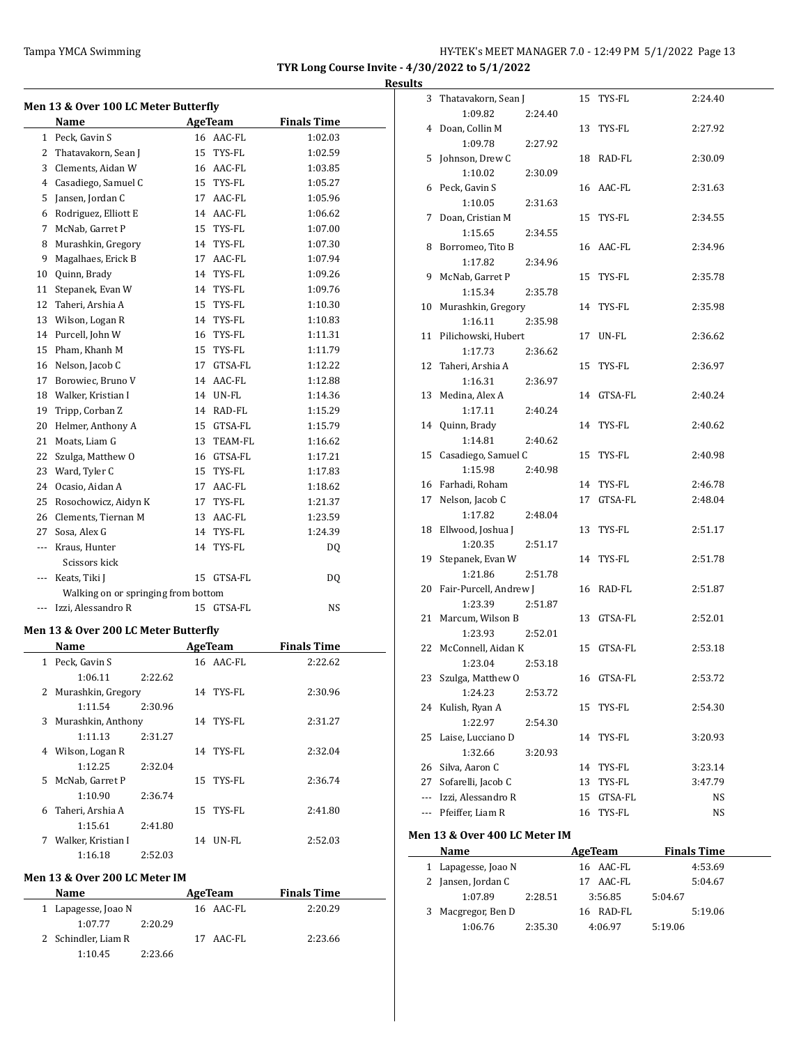**TYR Long Course Invite - 4/30/2022 to 5/1/2022**

**Results**

### Men 13 & Over 100 LC Meter Butterfly

| | Name | Age | Team | Finals Time |
|---|---|---|---|---|
| 1 | Peck, Gavin S | 16 | AAC-FL | 1:02.03 |
| 2 | Thatavakorn, Sean J | 15 | TYS-FL | 1:02.59 |
| 3 | Clements, Aidan W | 16 | AAC-FL | 1:03.85 |
| 4 | Casadiego, Samuel C | 15 | TYS-FL | 1:05.27 |
| 5 | Jansen, Jordan C | 17 | AAC-FL | 1:05.96 |
| 6 | Rodriguez, Elliott E | 14 | AAC-FL | 1:06.62 |
| 7 | McNab, Garret P | 15 | TYS-FL | 1:07.00 |
| 8 | Murashkin, Gregory | 14 | TYS-FL | 1:07.30 |
| 9 | Magalhaes, Erick B | 17 | AAC-FL | 1:07.94 |
| 10 | Quinn, Brady | 14 | TYS-FL | 1:09.26 |
| 11 | Stepanek, Evan W | 14 | TYS-FL | 1:09.76 |
| 12 | Taheri, Arshia A | 15 | TYS-FL | 1:10.30 |
| 13 | Wilson, Logan R | 14 | TYS-FL | 1:10.83 |
| 14 | Purcell, John W | 16 | TYS-FL | 1:11.31 |
| 15 | Pham, Khanh M | 15 | TYS-FL | 1:11.79 |
| 16 | Nelson, Jacob C | 17 | GTSA-FL | 1:12.22 |
| 17 | Borowiec, Bruno V | 14 | AAC-FL | 1:12.88 |
| 18 | Walker, Kristian I | 14 | UN-FL | 1:14.36 |
| 19 | Tripp, Corban Z | 14 | RAD-FL | 1:15.29 |
| 20 | Helmer, Anthony A | 15 | GTSA-FL | 1:15.79 |
| 21 | Moats, Liam G | 13 | TEAM-FL | 1:16.62 |
| 22 | Szulga, Matthew O | 16 | GTSA-FL | 1:17.21 |
| 23 | Ward, Tyler C | 15 | TYS-FL | 1:17.83 |
| 24 | Ocasio, Aidan A | 17 | AAC-FL | 1:18.62 |
| 25 | Rosochowicz, Aidyn K | 17 | TYS-FL | 1:21.37 |
| 26 | Clements, Tiernan M | 13 | AAC-FL | 1:23.59 |
| 27 | Sosa, Alex G | 14 | TYS-FL | 1:24.39 |
| --- | Kraus, Hunter | 14 | TYS-FL | DQ |
| | Scissors kick | | | |
| --- | Keats, Tiki J | 15 | GTSA-FL | DQ |
| | Walking on or springing from bottom | | | |
| --- | Izzi, Alessandro R | 15 | GTSA-FL | NS |

### Men 13 & Over 200 LC Meter Butterfly

| | Name | Age | Team | Finals Time |
|---|---|---|---|---|
| 1 | Peck, Gavin S | 16 | AAC-FL | 2:22.62 |
| | 1:06.11 2:22.62 | | | |
| 2 | Murashkin, Gregory | 14 | TYS-FL | 2:30.96 |
| | 1:11.54 2:30.96 | | | |
| 3 | Murashkin, Anthony | 14 | TYS-FL | 2:31.27 |
| | 1:11.13 2:31.27 | | | |
| 4 | Wilson, Logan R | 14 | TYS-FL | 2:32.04 |
| | 1:12.25 2:32.04 | | | |
| 5 | McNab, Garret P | 15 | TYS-FL | 2:36.74 |
| | 1:10.90 2:36.74 | | | |
| 6 | Taheri, Arshia A | 15 | TYS-FL | 2:41.80 |
| | 1:15.61 2:41.80 | | | |
| 7 | Walker, Kristian I | 14 | UN-FL | 2:52.03 |
| | 1:16.18 2:52.03 | | | |

### Men 13 & Over 200 LC Meter IM

| | Name | Age | Team | Finals Time |
|---|---|---|---|---|
| 1 | Lapagesse, Joao N | 16 | AAC-FL | 2:20.29 |
| | 1:07.77 2:20.29 | | | |
| 2 | Schindler, Liam R | 17 | AAC-FL | 2:23.66 |
| | 1:10.45 2:23.66 | | | |
| 3 | Thatavakorn, Sean J | 15 | TYS-FL | 2:24.40 |
| | 1:09.82 2:24.40 | | | |
| 4 | Doan, Collin M | 13 | TYS-FL | 2:27.92 |
| | 1:09.78 2:27.92 | | | |
| 5 | Johnson, Drew C | 18 | RAD-FL | 2:30.09 |
| | 1:10.02 2:30.09 | | | |
| 6 | Peck, Gavin S | 16 | AAC-FL | 2:31.63 |
| | 1:10.05 2:31.63 | | | |
| 7 | Doan, Cristian M | 15 | TYS-FL | 2:34.55 |
| | 1:15.65 2:34.55 | | | |
| 8 | Borromeo, Tito B | 16 | AAC-FL | 2:34.96 |
| | 1:17.82 2:34.96 | | | |
| 9 | McNab, Garret P | 15 | TYS-FL | 2:35.78 |
| | 1:15.34 2:35.78 | | | |
| 10 | Murashkin, Gregory | 14 | TYS-FL | 2:35.98 |
| | 1:16.11 2:35.98 | | | |
| 11 | Pilichowski, Hubert | 17 | UN-FL | 2:36.62 |
| | 1:17.73 2:36.62 | | | |
| 12 | Taheri, Arshia A | 15 | TYS-FL | 2:36.97 |
| | 1:16.31 2:36.97 | | | |
| 13 | Medina, Alex A | 14 | GTSA-FL | 2:40.24 |
| | 1:17.11 2:40.24 | | | |
| 14 | Quinn, Brady | 14 | TYS-FL | 2:40.62 |
| | 1:14.81 2:40.62 | | | |
| 15 | Casadiego, Samuel C | 15 | TYS-FL | 2:40.98 |
| | 1:15.98 2:40.98 | | | |
| 16 | Farhadi, Roham | 14 | TYS-FL | 2:46.78 |
| 17 | Nelson, Jacob C | 17 | GTSA-FL | 2:48.04 |
| | 1:17.82 2:48.04 | | | |
| 18 | Ellwood, Joshua J | 13 | TYS-FL | 2:51.17 |
| | 1:20.35 2:51.17 | | | |
| 19 | Stepanek, Evan W | 14 | TYS-FL | 2:51.78 |
| | 1:21.86 2:51.78 | | | |
| 20 | Fair-Purcell, Andrew J | 16 | RAD-FL | 2:51.87 |
| | 1:23.39 2:51.87 | | | |
| 21 | Marcum, Wilson B | 13 | GTSA-FL | 2:52.01 |
| | 1:23.93 2:52.01 | | | |
| 22 | McConnell, Aidan K | 15 | GTSA-FL | 2:53.18 |
| | 1:23.04 2:53.18 | | | |
| 23 | Szulga, Matthew O | 16 | GTSA-FL | 2:53.72 |
| | 1:24.23 2:53.72 | | | |
| 24 | Kulish, Ryan A | 15 | TYS-FL | 2:54.30 |
| | 1:22.97 2:54.30 | | | |
| 25 | Laise, Lucciano D | 14 | TYS-FL | 3:20.93 |
| | 1:32.66 3:20.93 | | | |
| 26 | Silva, Aaron C | 14 | TYS-FL | 3:23.14 |
| 27 | Sofarelli, Jacob C | 13 | TYS-FL | 3:47.79 |
| --- | Izzi, Alessandro R | 15 | GTSA-FL | NS |
| --- | Pfeiffer, Liam R | 16 | TYS-FL | NS |

### Men 13 & Over 400 LC Meter IM

| | Name | Age | Team | Finals Time |
|---|---|---|---|---|
| 1 | Lapagesse, Joao N | 16 | AAC-FL | 4:53.69 |
| 2 | Jansen, Jordan C | 17 | AAC-FL | 5:04.67 |
| | 1:07.89 2:28.51 3:56.85 5:04.67 | | | |
| 3 | Macgregor, Ben D | 16 | RAD-FL | 5:19.06 |
| | 1:06.76 2:35.30 4:06.97 5:19.06 | | | |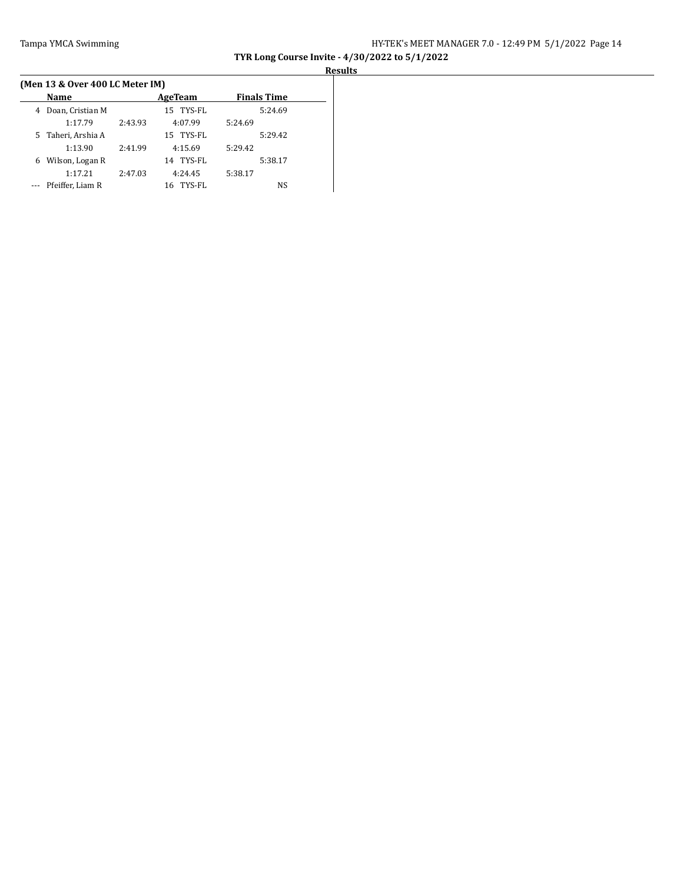TYR Long Course Invite - 4/30/2022 to 5/1/2022

**Results**

**(Men 13 & Over 400 LC Meter IM)**

| | Name | | AgeTeam | | Finals Time |
|---|---|---|---|---|---|
| 4 | Doan, Cristian M | | 15 TYS-FL | | 5:24.69 |
| | 1:17.79 | 2:43.93 | 4:07.99 | 5:24.69 | |
| 5 | Taheri, Arshia A | | 15 TYS-FL | | 5:29.42 |
| | 1:13.90 | 2:41.99 | 4:15.69 | 5:29.42 | |
| 6 | Wilson, Logan R | | 14 TYS-FL | | 5:38.17 |
| | 1:17.21 | 2:47.03 | 4:24.45 | 5:38.17 | |
| --- | Pfeiffer, Liam R | | 16 TYS-FL | | NS |